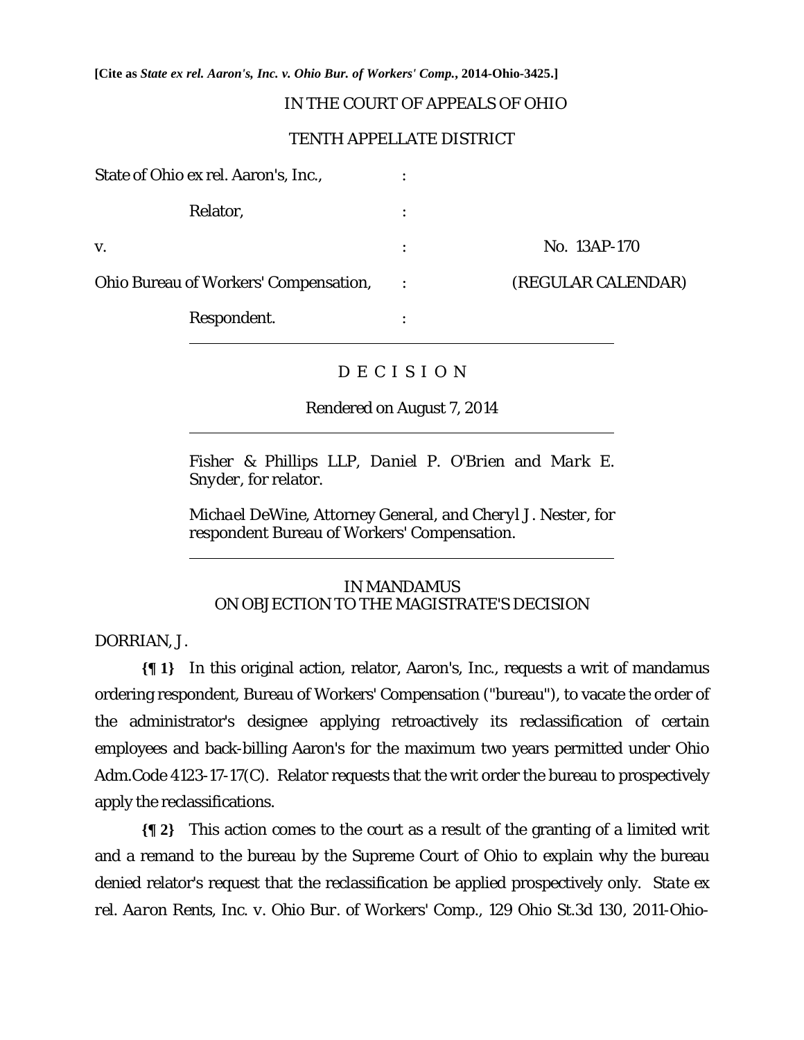**[Cite as *State ex rel. Aaron's, Inc. v. Ohio Bur. of Workers' Comp.*, 2014-Ohio-3425.]**

IN THE COURT OF APPEALS OF OHIO

TENTH APPELLATE DISTRICT

| | | |
|---|---|---|
| State of Ohio ex rel. Aaron's, Inc., | : | |
| Relator, | : | |
| v. | : | No. 13AP-170 |
| Ohio Bureau of Workers' Compensation, | : | (REGULAR CALENDAR) |
| Respondent. | : | |

D E C I S I O N

Rendered on August 7, 2014

*Fisher & Phillips LLP*, *Daniel P. O'Brien* and *Mark E. Snyder*, for relator.

*Michael DeWine*, Attorney General, and *Cheryl J. Nester*, for respondent Bureau of Workers' Compensation.

IN MANDAMUS
ON OBJECTION TO THE MAGISTRATE'S DECISION

DORRIAN, J.

**{¶ 1}** In this original action, relator, Aaron's, Inc., requests a writ of mandamus ordering respondent, Bureau of Workers' Compensation ("bureau"), to vacate the order of the administrator's designee applying retroactively its reclassification of certain employees and back-billing Aaron's for the maximum two years permitted under Ohio Adm.Code 4123-17-17(C). Relator requests that the writ order the bureau to prospectively apply the reclassifications.

**{¶ 2}** This action comes to the court as a result of the granting of a limited writ and a remand to the bureau by the Supreme Court of Ohio to explain why the bureau denied relator's request that the reclassification be applied prospectively only. *State ex rel. Aaron Rents, Inc. v. Ohio Bur. of Workers' Comp.*, 129 Ohio St.3d 130, 2011-Ohio-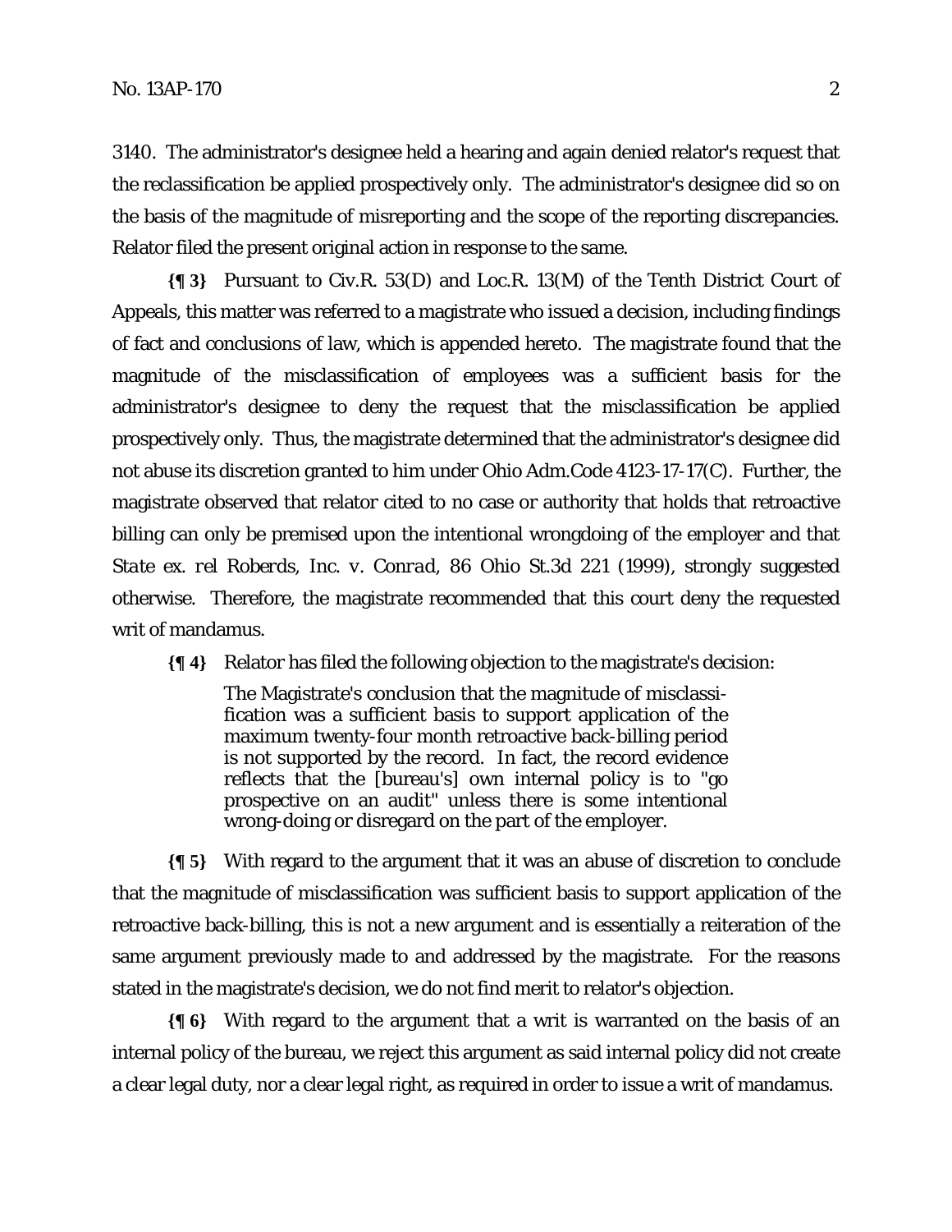3140. The administrator's designee held a hearing and again denied relator's request that the reclassification be applied prospectively only. The administrator's designee did so on the basis of the magnitude of misreporting and the scope of the reporting discrepancies. Relator filed the present original action in response to the same.

**{¶ 3}** Pursuant to Civ.R. 53(D) and Loc.R. 13(M) of the Tenth District Court of Appeals, this matter was referred to a magistrate who issued a decision, including findings of fact and conclusions of law, which is appended hereto. The magistrate found that the magnitude of the misclassification of employees was a sufficient basis for the administrator's designee to deny the request that the misclassification be applied prospectively only. Thus, the magistrate determined that the administrator's designee did not abuse its discretion granted to him under Ohio Adm.Code 4123-17-17(C). Further, the magistrate observed that relator cited to no case or authority that holds that retroactive billing can only be premised upon the intentional wrongdoing of the employer and that *State ex. rel Roberds, Inc. v. Conrad*, 86 Ohio St.3d 221 (1999), strongly suggested otherwise. Therefore, the magistrate recommended that this court deny the requested writ of mandamus.

**{¶ 4}** Relator has filed the following objection to the magistrate's decision:

> The Magistrate's conclusion that the magnitude of misclassification was a sufficient basis to support application of the maximum twenty-four month retroactive back-billing period is not supported by the record. In fact, the record evidence reflects that the [bureau's] own internal policy is to "go prospective on an audit" unless there is some intentional wrong-doing or disregard on the part of the employer.

**{¶ 5}** With regard to the argument that it was an abuse of discretion to conclude that the magnitude of misclassification was sufficient basis to support application of the retroactive back-billing, this is not a new argument and is essentially a reiteration of the same argument previously made to and addressed by the magistrate. For the reasons stated in the magistrate's decision, we do not find merit to relator's objection.

**{¶ 6}** With regard to the argument that a writ is warranted on the basis of an internal policy of the bureau, we reject this argument as said internal policy did not create a clear legal duty, nor a clear legal right, as required in order to issue a writ of mandamus.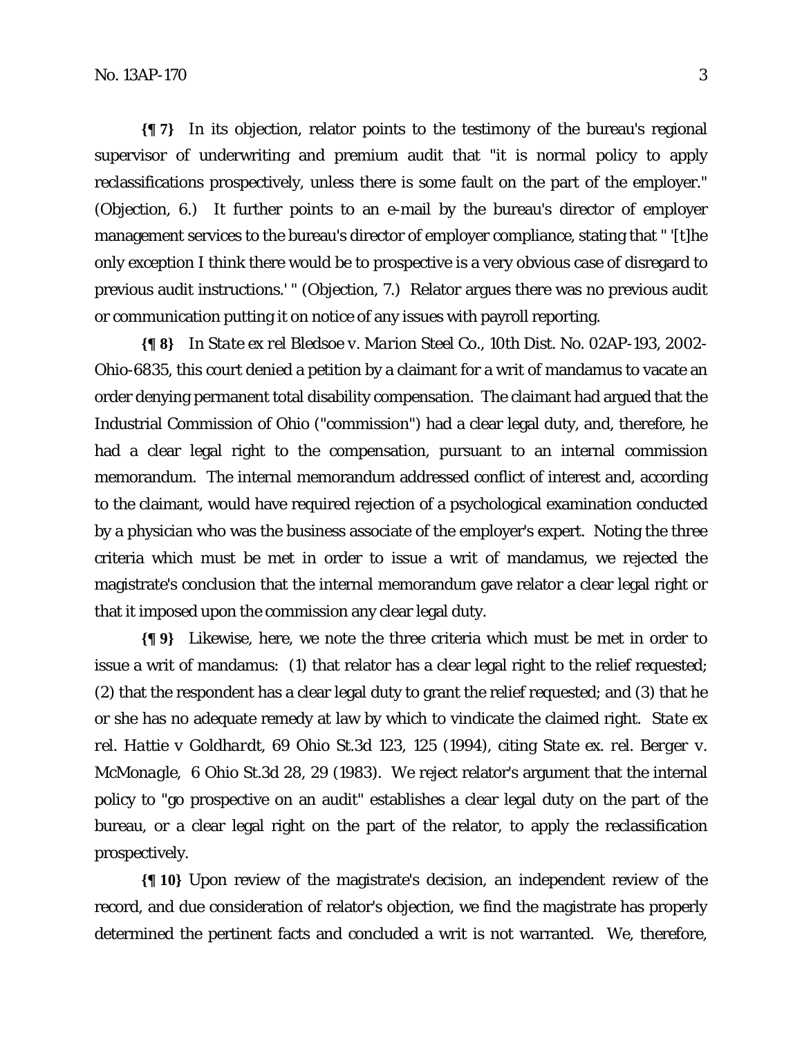**{¶ 7}** In its objection, relator points to the testimony of the bureau's regional supervisor of underwriting and premium audit that "it is normal policy to apply reclassifications prospectively, unless there is some fault on the part of the employer." (Objection, 6.) It further points to an e-mail by the bureau's director of employer management services to the bureau's director of employer compliance, stating that " '[t]he only exception I think there would be to prospective is a very obvious case of disregard to previous audit instructions.' " (Objection, 7.) Relator argues there was no previous audit or communication putting it on notice of any issues with payroll reporting.

**{¶ 8}** In *State ex rel Bledsoe v. Marion Steel Co.*, 10th Dist. No. 02AP-193, 2002-Ohio-6835, this court denied a petition by a claimant for a writ of mandamus to vacate an order denying permanent total disability compensation. The claimant had argued that the Industrial Commission of Ohio ("commission") had a clear legal duty, and, therefore, he had a clear legal right to the compensation, pursuant to an internal commission memorandum. The internal memorandum addressed conflict of interest and, according to the claimant, would have required rejection of a psychological examination conducted by a physician who was the business associate of the employer's expert. Noting the three criteria which must be met in order to issue a writ of mandamus, we rejected the magistrate's conclusion that the internal memorandum gave relator a clear legal right or that it imposed upon the commission any clear legal duty.

**{¶ 9}** Likewise, here, we note the three criteria which must be met in order to issue a writ of mandamus: (1) that relator has a clear legal right to the relief requested; (2) that the respondent has a clear legal duty to grant the relief requested; and (3) that he or she has no adequate remedy at law by which to vindicate the claimed right. *State ex rel. Hattie v Goldhardt*, 69 Ohio St.3d 123, 125 (1994), citing *State ex. rel. Berger v. McMonagle*, 6 Ohio St.3d 28, 29 (1983). We reject relator's argument that the internal policy to "go prospective on an audit" establishes a clear legal duty on the part of the bureau, or a clear legal right on the part of the relator, to apply the reclassification prospectively.

**{¶ 10}** Upon review of the magistrate's decision, an independent review of the record, and due consideration of relator's objection, we find the magistrate has properly determined the pertinent facts and concluded a writ is not warranted. We, therefore,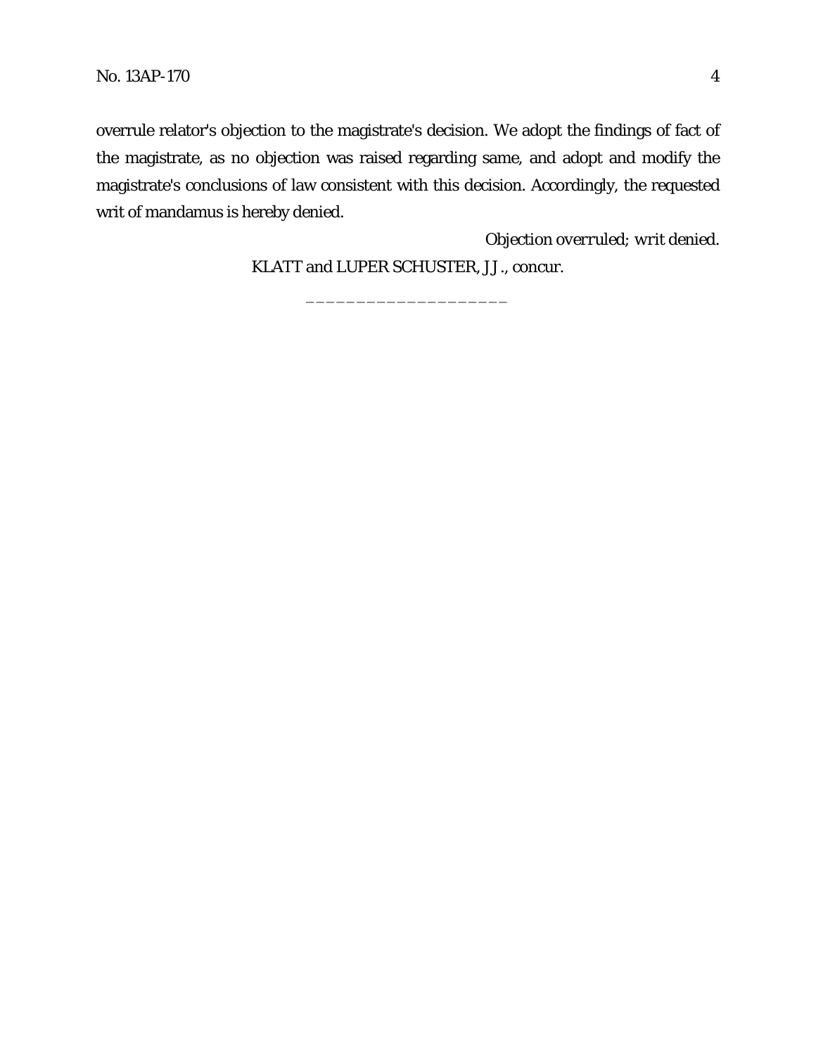overrule relator's objection to the magistrate's decision. We adopt the findings of fact of the magistrate, as no objection was raised regarding same, and adopt and modify the magistrate's conclusions of law consistent with this decision. Accordingly, the requested writ of mandamus is hereby denied.

*Objection overruled; writ denied.*

KLATT and LUPER SCHUSTER, JJ., concur.

\_\_\_\_\_\_\_\_\_\_\_\_\_\_\_\_\_\_\_\_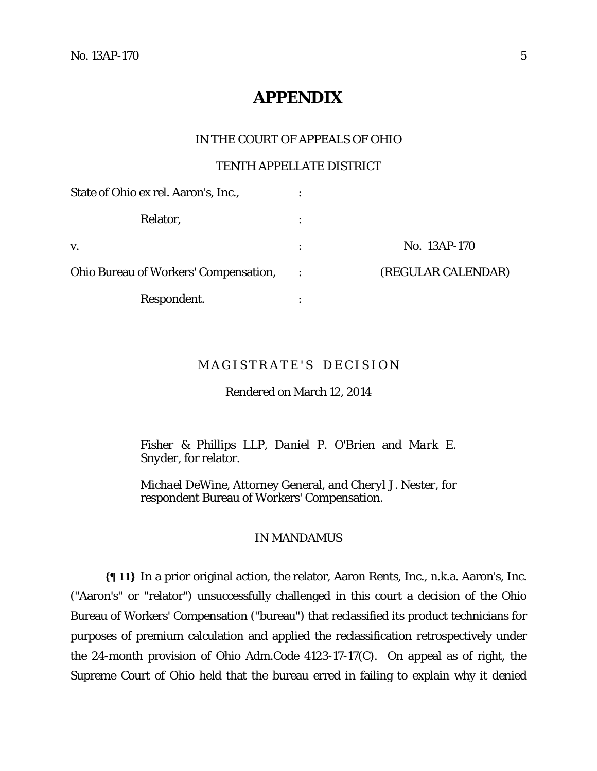# APPENDIX

IN THE COURT OF APPEALS OF OHIO

TENTH APPELLATE DISTRICT

| | | |
|---|---|---|
| State of Ohio ex rel. Aaron's, Inc., | : | |
| Relator, | : | |
| v. | : | No. 13AP-170 |
| Ohio Bureau of Workers' Compensation, | : | (REGULAR CALENDAR) |
| Respondent. | : | |

---

M A G I S T R A T E ' S   D E C I S I O N

Rendered on March 12, 2014

---

*Fisher & Phillips LLP, Daniel P. O'Brien* and *Mark E. Snyder*, for relator.

*Michael DeWine*, Attorney General, and *Cheryl J. Nester*, for respondent Bureau of Workers' Compensation.

---

IN MANDAMUS

**{¶ 11}** In a prior original action, the relator, Aaron Rents, Inc., n.k.a. Aaron's, Inc. ("Aaron's" or "relator") unsuccessfully challenged in this court a decision of the Ohio Bureau of Workers' Compensation ("bureau") that reclassified its product technicians for purposes of premium calculation and applied the reclassification retrospectively under the 24-month provision of Ohio Adm.Code 4123-17-17(C). On appeal as of right, the Supreme Court of Ohio held that the bureau erred in failing to explain why it denied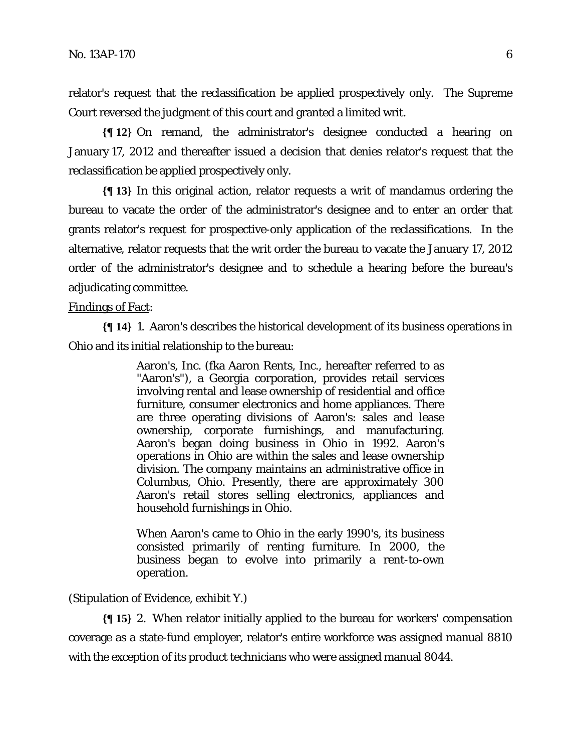relator's request that the reclassification be applied prospectively only. The Supreme Court reversed the judgment of this court and granted a limited writ.

**{¶ 12}** On remand, the administrator's designee conducted a hearing on January 17, 2012 and thereafter issued a decision that denies relator's request that the reclassification be applied prospectively only.

**{¶ 13}** In this original action, relator requests a writ of mandamus ordering the bureau to vacate the order of the administrator's designee and to enter an order that grants relator's request for prospective-only application of the reclassifications. In the alternative, relator requests that the writ order the bureau to vacate the January 17, 2012 order of the administrator's designee and to schedule a hearing before the bureau's adjudicating committee.

Findings of Fact:

**{¶ 14}** 1. Aaron's describes the historical development of its business operations in Ohio and its initial relationship to the bureau:

> Aaron's, Inc. (fka Aaron Rents, Inc., hereafter referred to as "Aaron's"), a Georgia corporation, provides retail services involving rental and lease ownership of residential and office furniture, consumer electronics and home appliances. There are three operating divisions of Aaron's: sales and lease ownership, corporate furnishings, and manufacturing. Aaron's began doing business in Ohio in 1992. Aaron's operations in Ohio are within the sales and lease ownership division. The company maintains an administrative office in Columbus, Ohio. Presently, there are approximately 300 Aaron's retail stores selling electronics, appliances and household furnishings in Ohio.
>
> When Aaron's came to Ohio in the early 1990's, its business consisted primarily of renting furniture. In 2000, the business began to evolve into primarily a rent-to-own operation.

(Stipulation of Evidence, exhibit Y.)

**{¶ 15}** 2. When relator initially applied to the bureau for workers' compensation coverage as a state-fund employer, relator's entire workforce was assigned manual 8810 with the exception of its product technicians who were assigned manual 8044.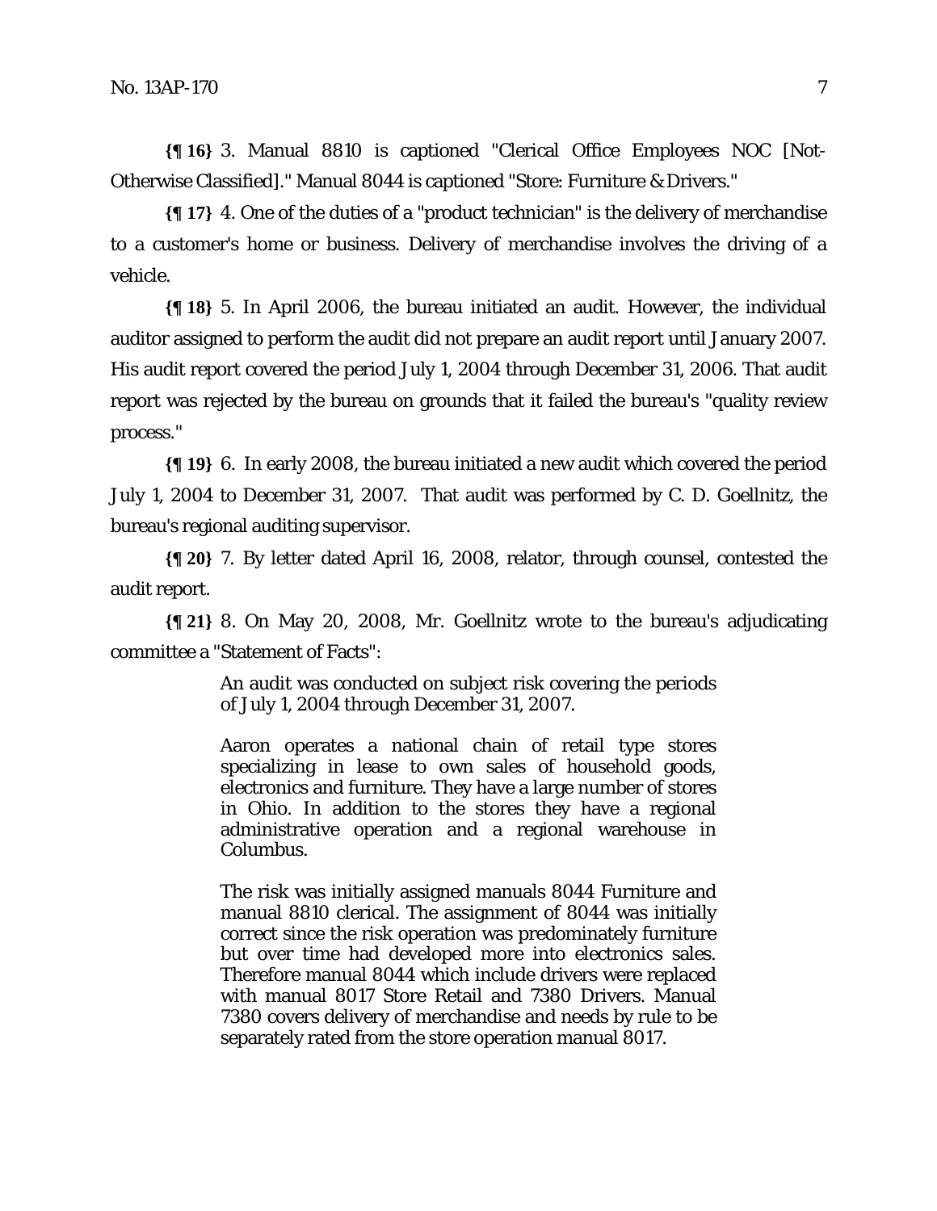**{¶ 16}** 3. Manual 8810 is captioned "Clerical Office Employees NOC [Not-Otherwise Classified]." Manual 8044 is captioned "Store: Furniture & Drivers."

**{¶ 17}** 4. One of the duties of a "product technician" is the delivery of merchandise to a customer's home or business. Delivery of merchandise involves the driving of a vehicle.

**{¶ 18}** 5. In April 2006, the bureau initiated an audit. However, the individual auditor assigned to perform the audit did not prepare an audit report until January 2007. His audit report covered the period July 1, 2004 through December 31, 2006. That audit report was rejected by the bureau on grounds that it failed the bureau's "quality review process."

**{¶ 19}** 6. In early 2008, the bureau initiated a new audit which covered the period July 1, 2004 to December 31, 2007. That audit was performed by C. D. Goellnitz, the bureau's regional auditing supervisor.

**{¶ 20}** 7. By letter dated April 16, 2008, relator, through counsel, contested the audit report.

**{¶ 21}** 8. On May 20, 2008, Mr. Goellnitz wrote to the bureau's adjudicating committee a "Statement of Facts":

> An audit was conducted on subject risk covering the periods of July 1, 2004 through December 31, 2007.
>
> Aaron operates a national chain of retail type stores specializing in lease to own sales of household goods, electronics and furniture. They have a large number of stores in Ohio. In addition to the stores they have a regional administrative operation and a regional warehouse in Columbus.
>
> The risk was initially assigned manuals 8044 Furniture and manual 8810 clerical. The assignment of 8044 was initially correct since the risk operation was predominately furniture but over time had developed more into electronics sales. Therefore manual 8044 which include drivers were replaced with manual 8017 Store Retail and 7380 Drivers. Manual 7380 covers delivery of merchandise and needs by rule to be separately rated from the store operation manual 8017.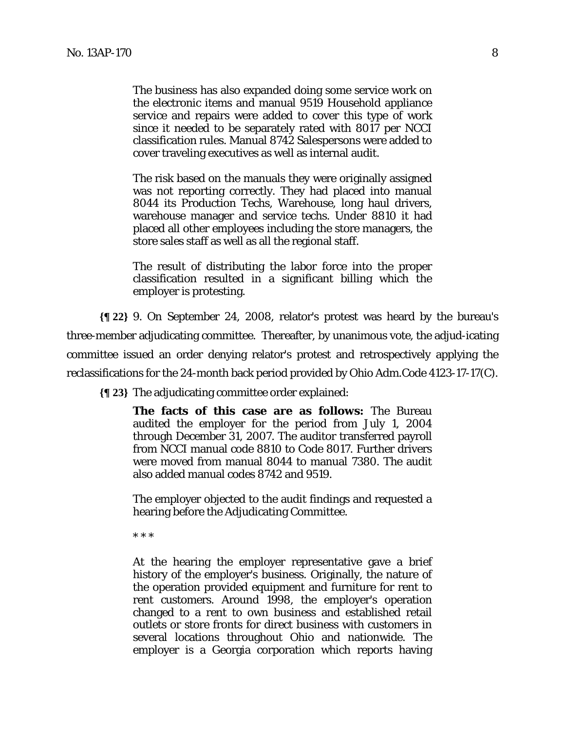> The business has also expanded doing some service work on the electronic items and manual 9519 Household appliance service and repairs were added to cover this type of work since it needed to be separately rated with 8017 per NCCI classification rules. Manual 8742 Salespersons were added to cover traveling executives as well as internal audit.
>
> The risk based on the manuals they were originally assigned was not reporting correctly. They had placed into manual 8044 its Production Techs, Warehouse, long haul drivers, warehouse manager and service techs. Under 8810 it had placed all other employees including the store managers, the store sales staff as well as all the regional staff.
>
> The result of distributing the labor force into the proper classification resulted in a significant billing which the employer is protesting.

**{¶ 22}** 9. On September 24, 2008, relator's protest was heard by the bureau's three-member adjudicating committee. Thereafter, by unanimous vote, the adjud-icating committee issued an order denying relator's protest and retrospectively applying the reclassifications for the 24-month back period provided by Ohio Adm.Code 4123-17-17(C).

**{¶ 23}** The adjudicating committee order explained:

> **The facts of this case are as follows:** The Bureau audited the employer for the period from July 1, 2004 through December 31, 2007. The auditor transferred payroll from NCCI manual code 8810 to Code 8017. Further drivers were moved from manual 8044 to manual 7380. The audit also added manual codes 8742 and 9519.
>
> The employer objected to the audit findings and requested a hearing before the Adjudicating Committee.
>
> * * *
>
> At the hearing the employer representative gave a brief history of the employer's business. Originally, the nature of the operation provided equipment and furniture for rent to rent customers. Around 1998, the employer's operation changed to a rent to own business and established retail outlets or store fronts for direct business with customers in several locations throughout Ohio and nationwide. The employer is a Georgia corporation which reports having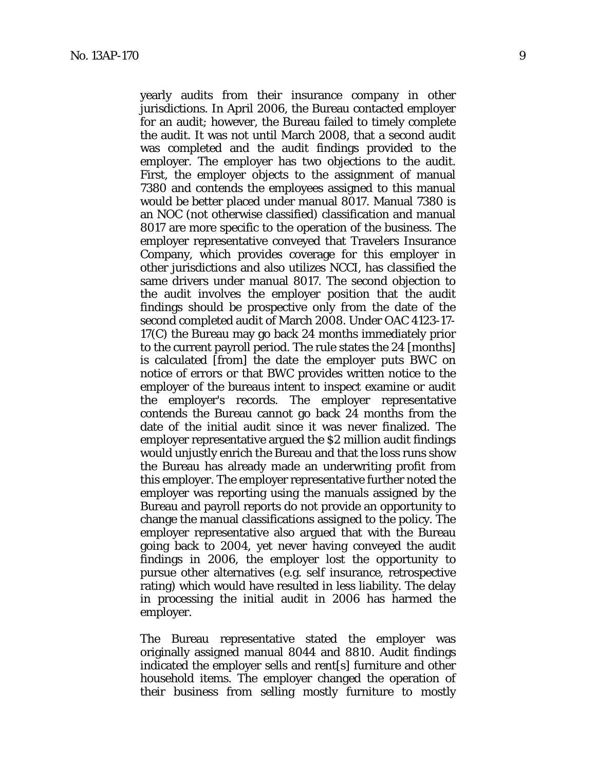yearly audits from their insurance company in other jurisdictions. In April 2006, the Bureau contacted employer for an audit; however, the Bureau failed to timely complete the audit. It was not until March 2008, that a second audit was completed and the audit findings provided to the employer. The employer has two objections to the audit. First, the employer objects to the assignment of manual 7380 and contends the employees assigned to this manual would be better placed under manual 8017. Manual 7380 is an NOC (not otherwise classified) classification and manual 8017 are more specific to the operation of the business. The employer representative conveyed that Travelers Insurance Company, which provides coverage for this employer in other jurisdictions and also utilizes NCCI, has classified the same drivers under manual 8017. The second objection to the audit involves the employer position that the audit findings should be prospective only from the date of the second completed audit of March 2008. Under OAC 4123-17-17(C) the Bureau may go back 24 months immediately prior to the current payroll period. The rule states the 24 [months] is calculated [from] the date the employer puts BWC on notice of errors or that BWC provides written notice to the employer of the bureaus intent to inspect examine or audit the employer's records. The employer representative contends the Bureau cannot go back 24 months from the date of the initial audit since it was never finalized. The employer representative argued the $2 million audit findings would unjustly enrich the Bureau and that the loss runs show the Bureau has already made an underwriting profit from this employer. The employer representative further noted the employer was reporting using the manuals assigned by the Bureau and payroll reports do not provide an opportunity to change the manual classifications assigned to the policy. The employer representative also argued that with the Bureau going back to 2004, yet never having conveyed the audit findings in 2006, the employer lost the opportunity to pursue other alternatives (e.g. self insurance, retrospective rating) which would have resulted in less liability. The delay in processing the initial audit in 2006 has harmed the employer.

The Bureau representative stated the employer was originally assigned manual 8044 and 8810. Audit findings indicated the employer sells and rent[s] furniture and other household items. The employer changed the operation of their business from selling mostly furniture to mostly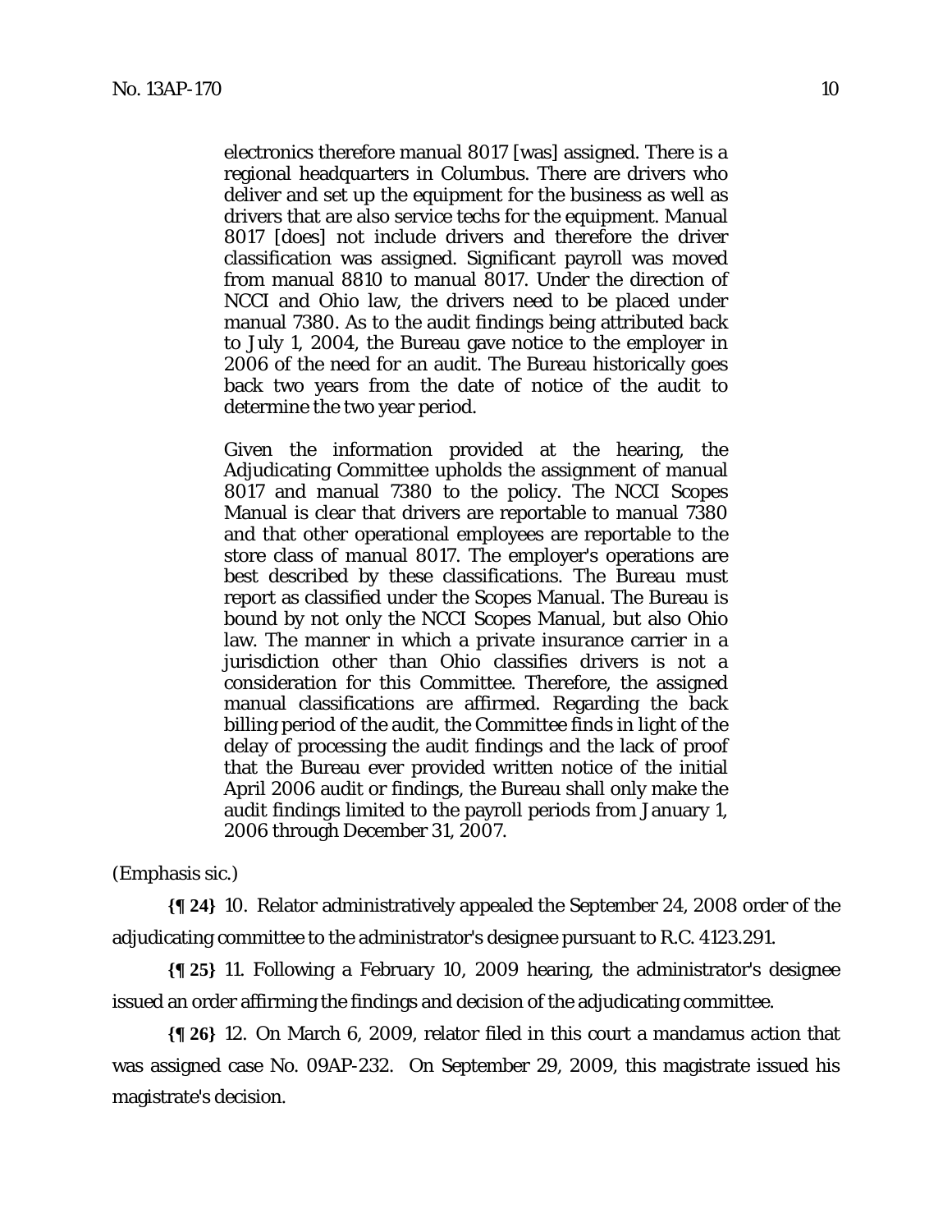> electronics therefore manual 8017 [was] assigned. There is a regional headquarters in Columbus. There are drivers who deliver and set up the equipment for the business as well as drivers that are also service techs for the equipment. Manual 8017 [does] not include drivers and therefore the driver classification was assigned. Significant payroll was moved from manual 8810 to manual 8017. Under the direction of NCCI and Ohio law, the drivers need to be placed under manual 7380. As to the audit findings being attributed back to July 1, 2004, the Bureau gave notice to the employer in 2006 of the need for an audit. The Bureau historically goes back two years from the date of notice of the audit to determine the two year period.
>
> Given the information provided at the hearing, the Adjudicating Committee upholds the assignment of manual 8017 and manual 7380 to the policy. The NCCI Scopes Manual is clear that drivers are reportable to manual 7380 and that other operational employees are reportable to the store class of manual 8017. The employer's operations are best described by these classifications. The Bureau must report as classified under the Scopes Manual. The Bureau is bound by not only the NCCI Scopes Manual, but also Ohio law. The manner in which a private insurance carrier in a jurisdiction other than Ohio classifies drivers is not a consideration for this Committee. Therefore, the assigned manual classifications are affirmed. Regarding the back billing period of the audit, the Committee finds in light of the delay of processing the audit findings and the lack of proof that the Bureau ever provided written notice of the initial April 2006 audit or findings, the Bureau shall only make the audit findings limited to the payroll periods from January 1, 2006 through December 31, 2007.

(Emphasis sic.)

**{¶ 24}** 10. Relator administratively appealed the September 24, 2008 order of the adjudicating committee to the administrator's designee pursuant to R.C. 4123.291.

**{¶ 25}** 11. Following a February 10, 2009 hearing, the administrator's designee issued an order affirming the findings and decision of the adjudicating committee.

**{¶ 26}** 12. On March 6, 2009, relator filed in this court a mandamus action that was assigned case No. 09AP-232. On September 29, 2009, this magistrate issued his magistrate's decision.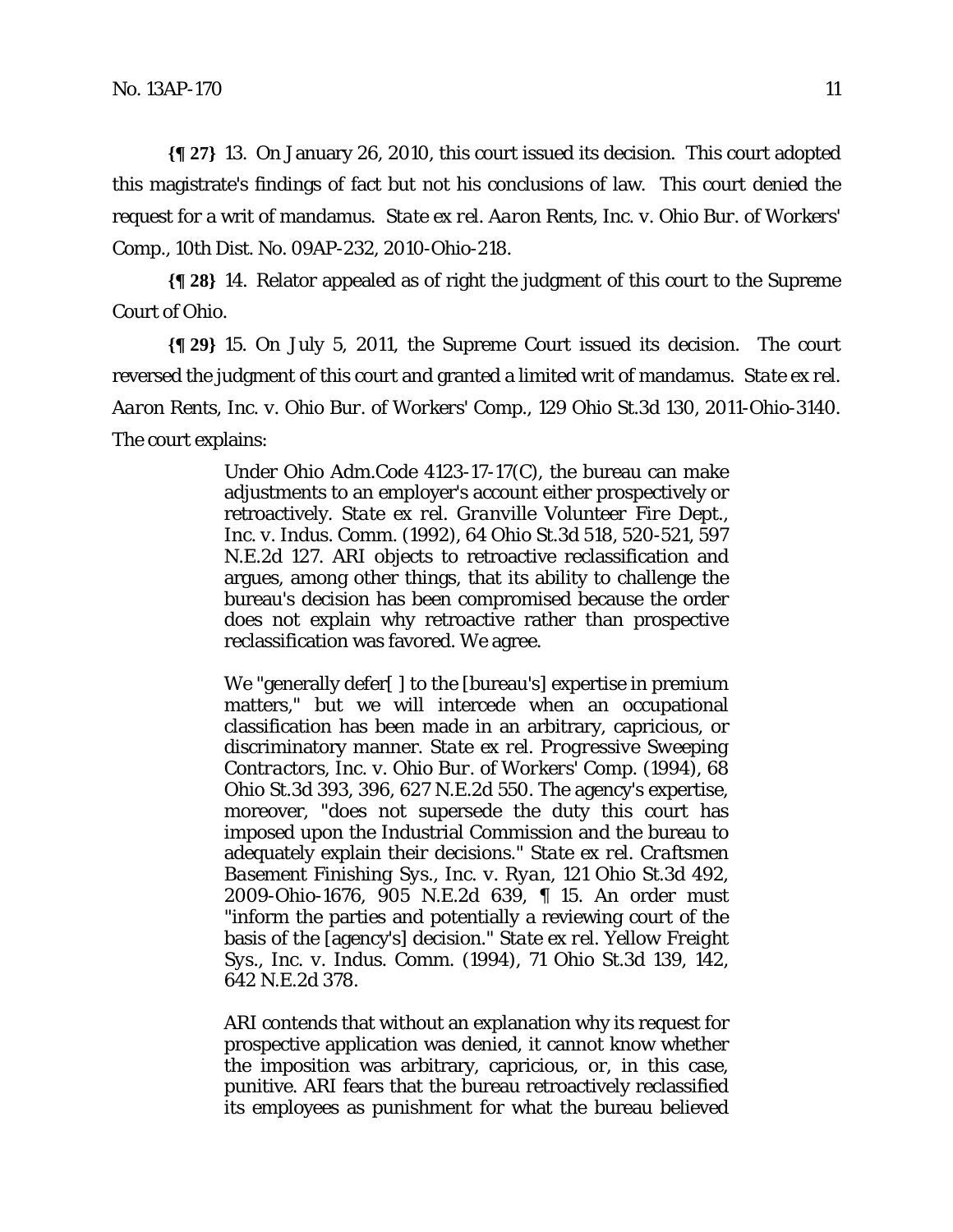**{¶ 27}** 13. On January 26, 2010, this court issued its decision. This court adopted this magistrate's findings of fact but not his conclusions of law. This court denied the request for a writ of mandamus. *State ex rel. Aaron Rents, Inc. v. Ohio Bur. of Workers' Comp.*, 10th Dist. No. 09AP-232, 2010-Ohio-218.

**{¶ 28}** 14. Relator appealed as of right the judgment of this court to the Supreme Court of Ohio.

**{¶ 29}** 15. On July 5, 2011, the Supreme Court issued its decision. The court reversed the judgment of this court and granted a limited writ of mandamus. *State ex rel. Aaron Rents, Inc. v. Ohio Bur. of Workers' Comp.*, 129 Ohio St.3d 130, 2011-Ohio-3140. The court explains:

> Under Ohio Adm.Code 4123-17-17(C), the bureau can make adjustments to an employer's account either prospectively or retroactively. *State ex rel. Granville Volunteer Fire Dept., Inc. v. Indus. Comm.* (1992), 64 Ohio St.3d 518, 520-521, 597 N.E.2d 127. ARI objects to retroactive reclassification and argues, among other things, that its ability to challenge the bureau's decision has been compromised because the order does not explain why retroactive rather than prospective reclassification was favored. We agree.
>
> We "generally defer[ ] to the [bureau's] expertise in premium matters," but we will intercede when an occupational classification has been made in an arbitrary, capricious, or discriminatory manner. *State ex rel. Progressive Sweeping Contractors, Inc. v. Ohio Bur. of Workers' Comp.* (1994), 68 Ohio St.3d 393, 396, 627 N.E.2d 550. The agency's expertise, moreover, "does not supersede the duty this court has imposed upon the Industrial Commission and the bureau to adequately explain their decisions." *State ex rel. Craftsmen Basement Finishing Sys., Inc. v. Ryan*, 121 Ohio St.3d 492, 2009-Ohio-1676, 905 N.E.2d 639, ¶ 15. An order must "inform the parties and potentially a reviewing court of the basis of the [agency's] decision." *State ex rel. Yellow Freight Sys., Inc. v. Indus. Comm.* (1994), 71 Ohio St.3d 139, 142, 642 N.E.2d 378.
>
> ARI contends that without an explanation why its request for prospective application was denied, it cannot know whether the imposition was arbitrary, capricious, or, in this case, punitive. ARI fears that the bureau retroactively reclassified its employees as punishment for what the bureau believed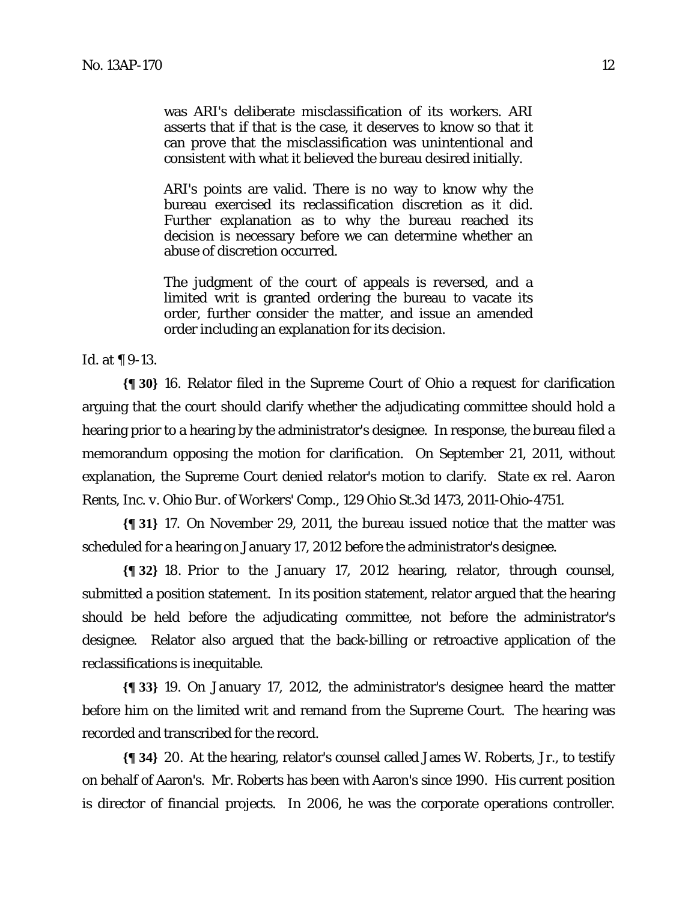> was ARI's deliberate misclassification of its workers. ARI asserts that if that is the case, it deserves to know so that it can prove that the misclassification was unintentional and consistent with what it believed the bureau desired initially.
>
> ARI's points are valid. There is no way to know why the bureau exercised its reclassification discretion as it did. Further explanation as to why the bureau reached its decision is necessary before we can determine whether an abuse of discretion occurred.
>
> The judgment of the court of appeals is reversed, and a limited writ is granted ordering the bureau to vacate its order, further consider the matter, and issue an amended order including an explanation for its decision.

*Id.* at ¶ 9-13.

**{¶ 30}** 16. Relator filed in the Supreme Court of Ohio a request for clarification arguing that the court should clarify whether the adjudicating committee should hold a hearing prior to a hearing by the administrator's designee. In response, the bureau filed a memorandum opposing the motion for clarification. On September 21, 2011, without explanation, the Supreme Court denied relator's motion to clarify. *State ex rel. Aaron Rents, Inc. v. Ohio Bur. of Workers' Comp.*, 129 Ohio St.3d 1473, 2011-Ohio-4751.

**{¶ 31}** 17. On November 29, 2011, the bureau issued notice that the matter was scheduled for a hearing on January 17, 2012 before the administrator's designee.

**{¶ 32}** 18. Prior to the January 17, 2012 hearing, relator, through counsel, submitted a position statement. In its position statement, relator argued that the hearing should be held before the adjudicating committee, not before the administrator's designee. Relator also argued that the back-billing or retroactive application of the reclassifications is inequitable.

**{¶ 33}** 19. On January 17, 2012, the administrator's designee heard the matter before him on the limited writ and remand from the Supreme Court. The hearing was recorded and transcribed for the record.

**{¶ 34}** 20. At the hearing, relator's counsel called James W. Roberts, Jr., to testify on behalf of Aaron's. Mr. Roberts has been with Aaron's since 1990. His current position is director of financial projects. In 2006, he was the corporate operations controller.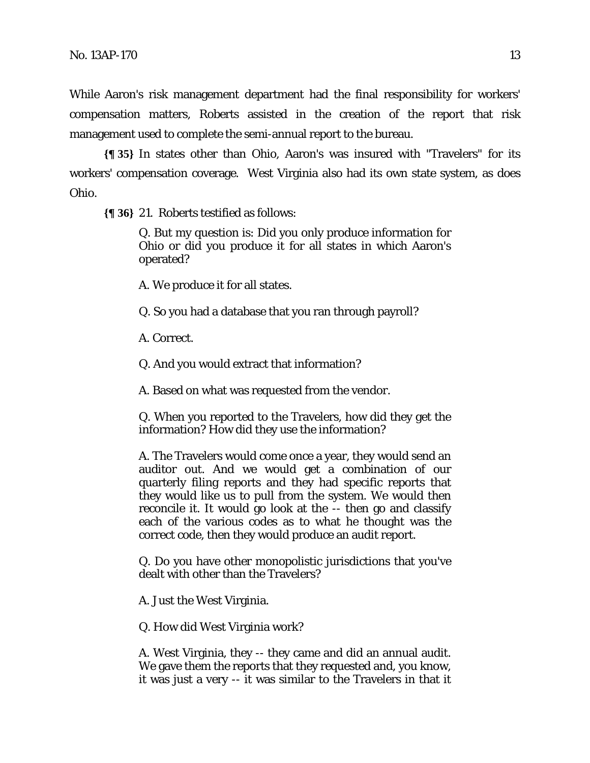While Aaron's risk management department had the final responsibility for workers' compensation matters, Roberts assisted in the creation of the report that risk management used to complete the semi-annual report to the bureau.

**{¶ 35}** In states other than Ohio, Aaron's was insured with "Travelers" for its workers' compensation coverage. West Virginia also had its own state system, as does Ohio.

**{¶ 36}** 21. Roberts testified as follows:

> Q. But my question is: Did you only produce information for Ohio or did you produce it for all states in which Aaron's operated?
>
> A. We produce it for all states.
>
> Q. So you had a database that you ran through payroll?
>
> A. Correct.
>
> Q. And you would extract that information?
>
> A. Based on what was requested from the vendor.
>
> Q. When you reported to the Travelers, how did they get the information? How did they use the information?
>
> A. The Travelers would come once a year, they would send an auditor out. And we would get a combination of our quarterly filing reports and they had specific reports that they would like us to pull from the system. We would then reconcile it. It would go look at the -- then go and classify each of the various codes as to what he thought was the correct code, then they would produce an audit report.
>
> Q. Do you have other monopolistic jurisdictions that you've dealt with other than the Travelers?
>
> A. Just the West Virginia.
>
> Q. How did West Virginia work?
>
> A. West Virginia, they -- they came and did an annual audit. We gave them the reports that they requested and, you know, it was just a very -- it was similar to the Travelers in that it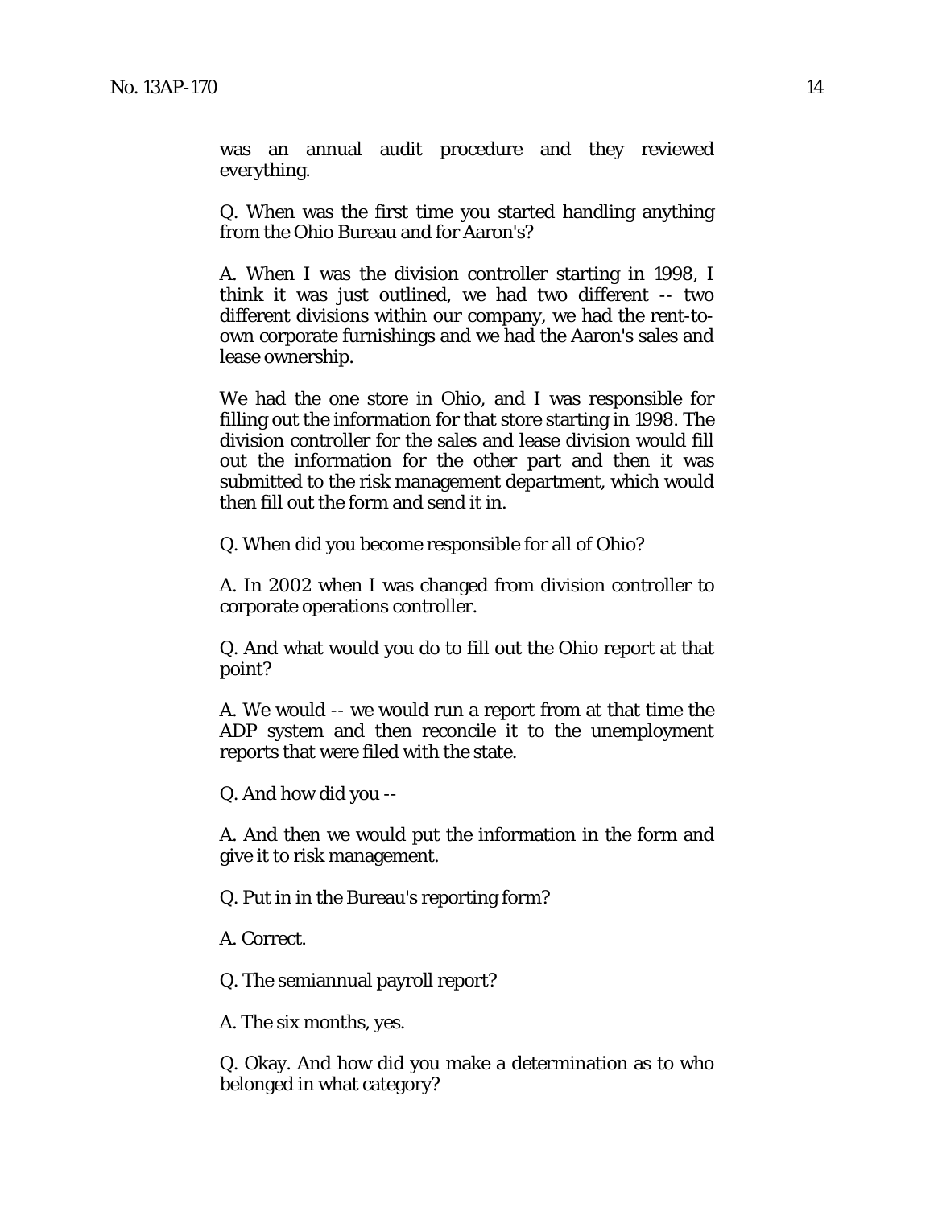was an annual audit procedure and they reviewed everything.

Q. When was the first time you started handling anything from the Ohio Bureau and for Aaron's?

A. When I was the division controller starting in 1998, I think it was just outlined, we had two different -- two different divisions within our company, we had the rent-to-own corporate furnishings and we had the Aaron's sales and lease ownership.

We had the one store in Ohio, and I was responsible for filling out the information for that store starting in 1998. The division controller for the sales and lease division would fill out the information for the other part and then it was submitted to the risk management department, which would then fill out the form and send it in.

Q. When did you become responsible for all of Ohio?

A. In 2002 when I was changed from division controller to corporate operations controller.

Q. And what would you do to fill out the Ohio report at that point?

A. We would -- we would run a report from at that time the ADP system and then reconcile it to the unemployment reports that were filed with the state.

Q. And how did you --

A. And then we would put the information in the form and give it to risk management.

Q. Put in in the Bureau's reporting form?

A. Correct.

Q. The semiannual payroll report?

A. The six months, yes.

Q. Okay. And how did you make a determination as to who belonged in what category?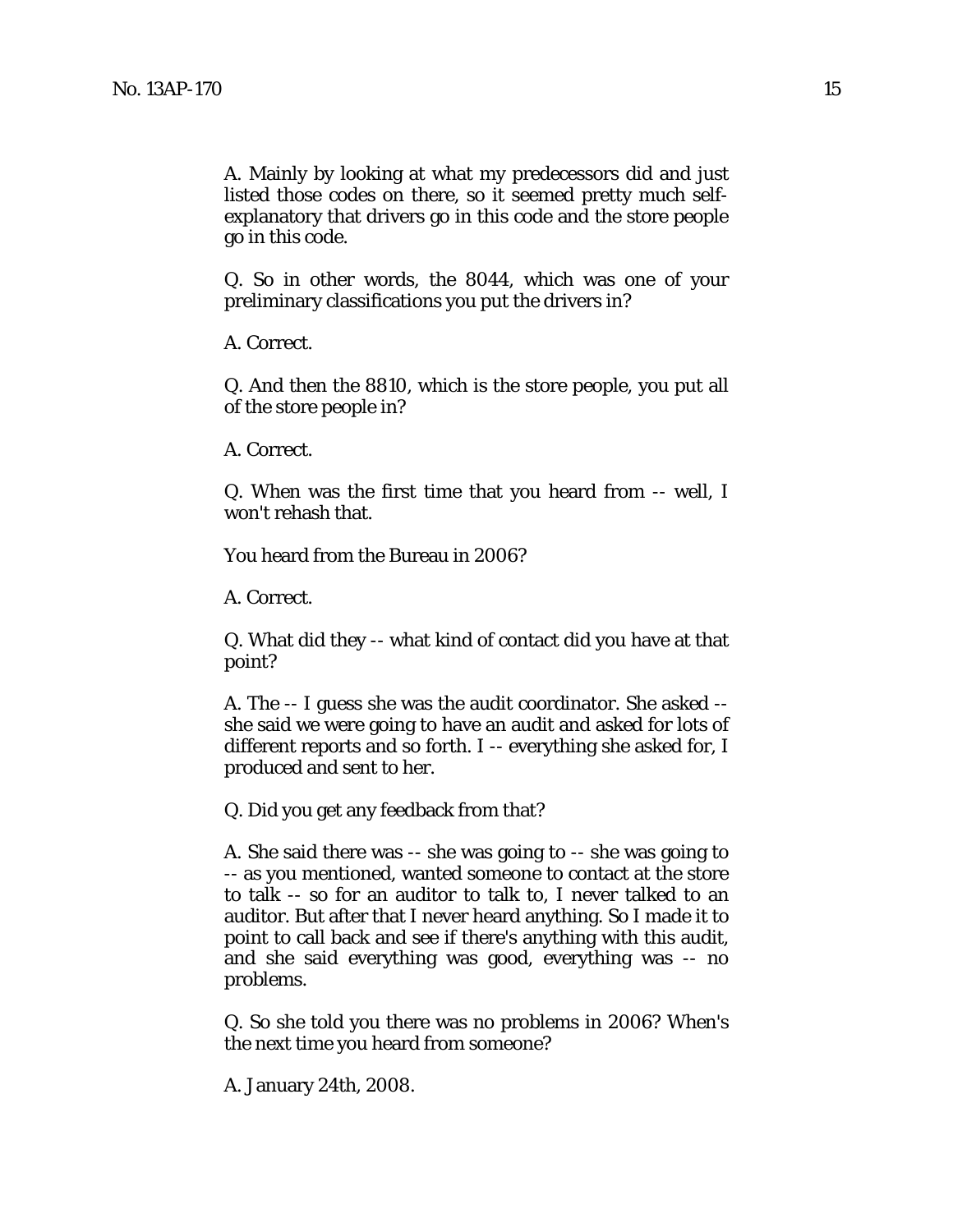A. Mainly by looking at what my predecessors did and just listed those codes on there, so it seemed pretty much self-explanatory that drivers go in this code and the store people go in this code.

Q. So in other words, the 8044, which was one of your preliminary classifications you put the drivers in?

A. Correct.

Q. And then the 8810, which is the store people, you put all of the store people in?

A. Correct.

Q. When was the first time that you heard from -- well, I won't rehash that.

You heard from the Bureau in 2006?

A. Correct.

Q. What did they -- what kind of contact did you have at that point?

A. The -- I guess she was the audit coordinator. She asked -- she said we were going to have an audit and asked for lots of different reports and so forth. I -- everything she asked for, I produced and sent to her.

Q. Did you get any feedback from that?

A. She said there was -- she was going to -- she was going to -- as you mentioned, wanted someone to contact at the store to talk -- so for an auditor to talk to, I never talked to an auditor. But after that I never heard anything. So I made it to point to call back and see if there's anything with this audit, and she said everything was good, everything was -- no problems.

Q. So she told you there was no problems in 2006? When's the next time you heard from someone?

A. January 24th, 2008.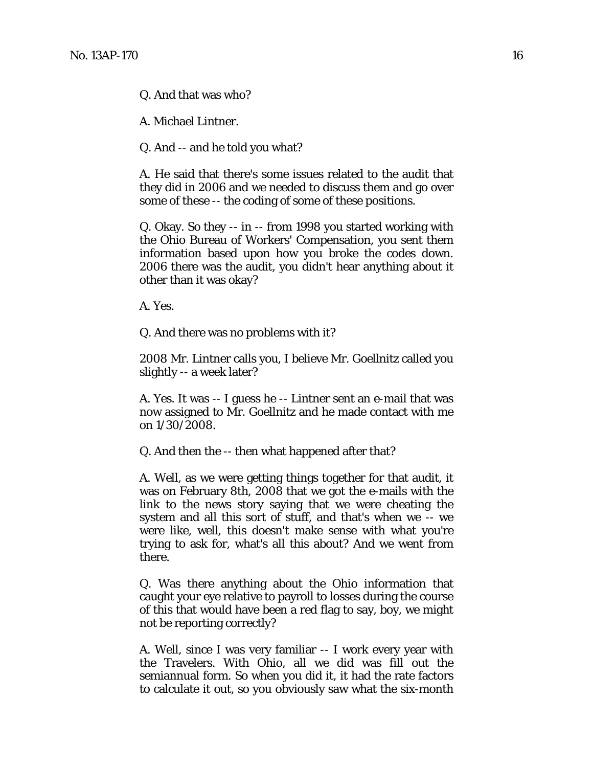Q. And that was who?

A. Michael Lintner.

Q. And -- and he told you what?

A. He said that there's some issues related to the audit that they did in 2006 and we needed to discuss them and go over some of these -- the coding of some of these positions.

Q. Okay. So they -- in -- from 1998 you started working with the Ohio Bureau of Workers' Compensation, you sent them information based upon how you broke the codes down. 2006 there was the audit, you didn't hear anything about it other than it was okay?

A. Yes.

Q. And there was no problems with it?

2008 Mr. Lintner calls you, I believe Mr. Goellnitz called you slightly -- a week later?

A. Yes. It was -- I guess he -- Lintner sent an e-mail that was now assigned to Mr. Goellnitz and he made contact with me on 1/30/2008.

Q. And then the -- then what happened after that?

A. Well, as we were getting things together for that audit, it was on February 8th, 2008 that we got the e-mails with the link to the news story saying that we were cheating the system and all this sort of stuff, and that's when we -- we were like, well, this doesn't make sense with what you're trying to ask for, what's all this about? And we went from there.

Q. Was there anything about the Ohio information that caught your eye relative to payroll to losses during the course of this that would have been a red flag to say, boy, we might not be reporting correctly?

A. Well, since I was very familiar -- I work every year with the Travelers. With Ohio, all we did was fill out the semiannual form. So when you did it, it had the rate factors to calculate it out, so you obviously saw what the six-month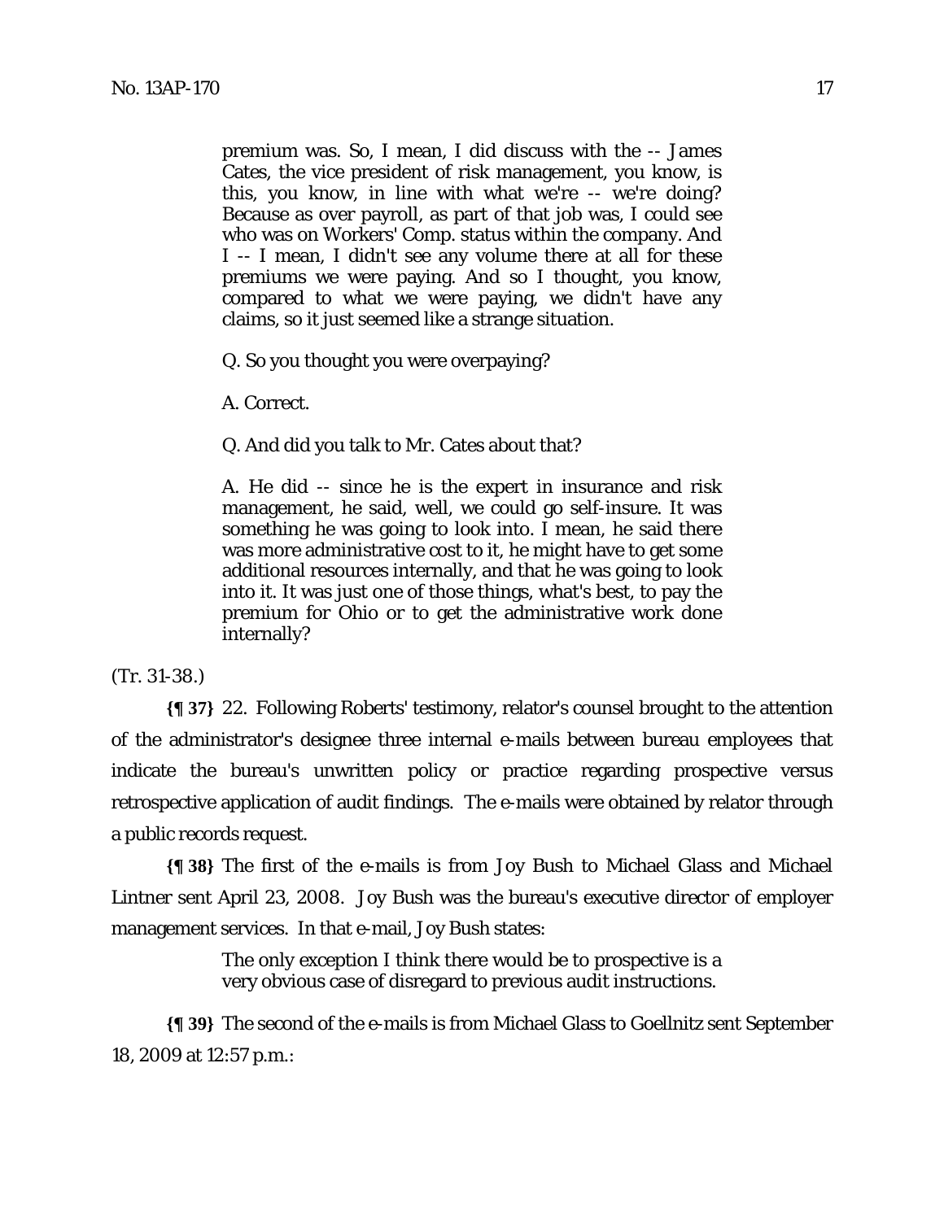> premium was. So, I mean, I did discuss with the -- James Cates, the vice president of risk management, you know, is this, you know, in line with what we're -- we're doing? Because as over payroll, as part of that job was, I could see who was on Workers' Comp. status within the company. And I -- I mean, I didn't see any volume there at all for these premiums we were paying. And so I thought, you know, compared to what we were paying, we didn't have any claims, so it just seemed like a strange situation.
>
> Q. So you thought you were overpaying?
>
> A. Correct.
>
> Q. And did you talk to Mr. Cates about that?
>
> A. He did -- since he is the expert in insurance and risk management, he said, well, we could go self-insure. It was something he was going to look into. I mean, he said there was more administrative cost to it, he might have to get some additional resources internally, and that he was going to look into it. It was just one of those things, what's best, to pay the premium for Ohio or to get the administrative work done internally?

(Tr. 31-38.)

**{¶ 37}** 22. Following Roberts' testimony, relator's counsel brought to the attention of the administrator's designee three internal e-mails between bureau employees that indicate the bureau's unwritten policy or practice regarding prospective versus retrospective application of audit findings. The e-mails were obtained by relator through a public records request.

**{¶ 38}** The first of the e-mails is from Joy Bush to Michael Glass and Michael Lintner sent April 23, 2008. Joy Bush was the bureau's executive director of employer management services. In that e-mail, Joy Bush states:

> The only exception I think there would be to prospective is a very obvious case of disregard to previous audit instructions.

**{¶ 39}** The second of the e-mails is from Michael Glass to Goellnitz sent September 18, 2009 at 12:57 p.m.: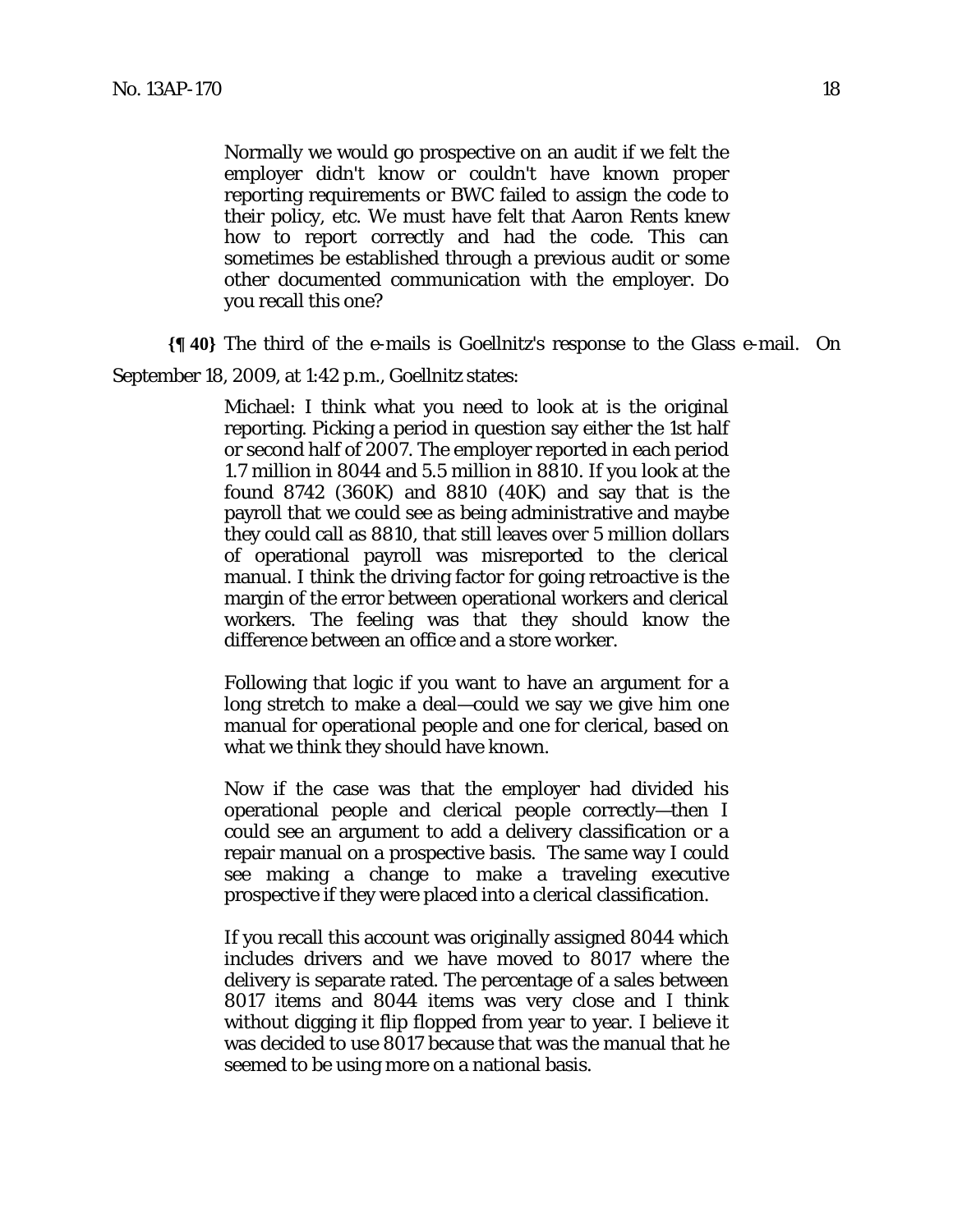> Normally we would go prospective on an audit if we felt the employer didn't know or couldn't have known proper reporting requirements or BWC failed to assign the code to their policy, etc. We must have felt that Aaron Rents knew how to report correctly and had the code. This can sometimes be established through a previous audit or some other documented communication with the employer. Do you recall this one?

**{¶ 40}** The third of the e-mails is Goellnitz's response to the Glass e-mail. On September 18, 2009, at 1:42 p.m., Goellnitz states:

> Michael: I think what you need to look at is the original reporting. Picking a period in question say either the 1st half or second half of 2007. The employer reported in each period 1.7 million in 8044 and 5.5 million in 8810. If you look at the found 8742 (360K) and 8810 (40K) and say that is the payroll that we could see as being administrative and maybe they could call as 8810, that still leaves over 5 million dollars of operational payroll was misreported to the clerical manual. I think the driving factor for going retroactive is the margin of the error between operational workers and clerical workers. The feeling was that they should know the difference between an office and a store worker.
>
> Following that logic if you want to have an argument for a long stretch to make a deal—could we say we give him one manual for operational people and one for clerical, based on what we think they should have known.
>
> Now if the case was that the employer had divided his operational people and clerical people correctly—then I could see an argument to add a delivery classification or a repair manual on a prospective basis. The same way I could see making a change to make a traveling executive prospective if they were placed into a clerical classification.
>
> If you recall this account was originally assigned 8044 which includes drivers and we have moved to 8017 where the delivery is separate rated. The percentage of a sales between 8017 items and 8044 items was very close and I think without digging it flip flopped from year to year. I believe it was decided to use 8017 because that was the manual that he seemed to be using more on a national basis.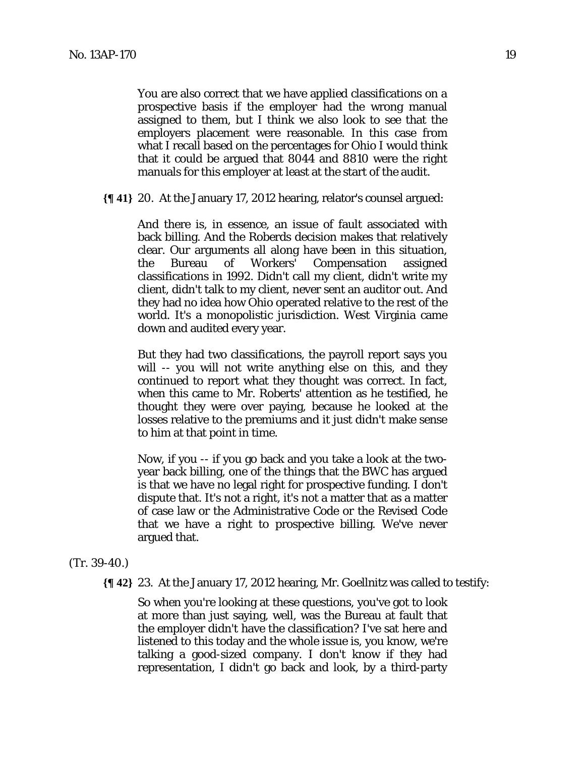> You are also correct that we have applied classifications on a prospective basis if the employer had the wrong manual assigned to them, but I think we also look to see that the employers placement were reasonable. In this case from what I recall based on the percentages for Ohio I would think that it could be argued that 8044 and 8810 were the right manuals for this employer at least at the start of the audit.

**{¶ 41}** 20. At the January 17, 2012 hearing, relator's counsel argued:

> And there is, in essence, an issue of fault associated with back billing. And the Roberds decision makes that relatively clear. Our arguments all along have been in this situation, the Bureau of Workers' Compensation assigned classifications in 1992. Didn't call my client, didn't write my client, didn't talk to my client, never sent an auditor out. And they had no idea how Ohio operated relative to the rest of the world. It's a monopolistic jurisdiction. West Virginia came down and audited every year.
>
> But they had two classifications, the payroll report says you will -- you will not write anything else on this, and they continued to report what they thought was correct. In fact, when this came to Mr. Roberts' attention as he testified, he thought they were over paying, because he looked at the losses relative to the premiums and it just didn't make sense to him at that point in time.
>
> Now, if you -- if you go back and you take a look at the two-year back billing, one of the things that the BWC has argued is that we have no legal right for prospective funding. I don't dispute that. It's not a right, it's not a matter that as a matter of case law or the Administrative Code or the Revised Code that we have a right to prospective billing. We've never argued that.

(Tr. 39-40.)

**{¶ 42}** 23. At the January 17, 2012 hearing, Mr. Goellnitz was called to testify:

> So when you're looking at these questions, you've got to look at more than just saying, well, was the Bureau at fault that the employer didn't have the classification? I've sat here and listened to this today and the whole issue is, you know, we're talking a good-sized company. I don't know if they had representation, I didn't go back and look, by a third-party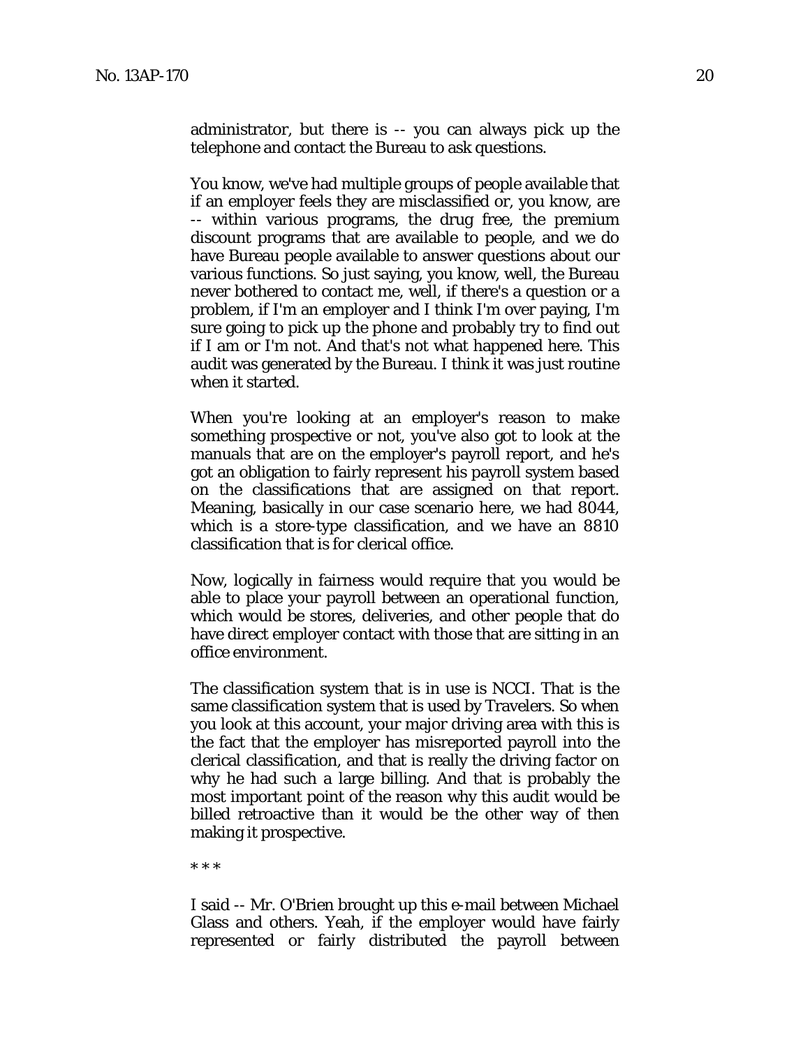administrator, but there is -- you can always pick up the telephone and contact the Bureau to ask questions.

You know, we've had multiple groups of people available that if an employer feels they are misclassified or, you know, are -- within various programs, the drug free, the premium discount programs that are available to people, and we do have Bureau people available to answer questions about our various functions. So just saying, you know, well, the Bureau never bothered to contact me, well, if there's a question or a problem, if I'm an employer and I think I'm over paying, I'm sure going to pick up the phone and probably try to find out if I am or I'm not. And that's not what happened here. This audit was generated by the Bureau. I think it was just routine when it started.

When you're looking at an employer's reason to make something prospective or not, you've also got to look at the manuals that are on the employer's payroll report, and he's got an obligation to fairly represent his payroll system based on the classifications that are assigned on that report. Meaning, basically in our case scenario here, we had 8044, which is a store-type classification, and we have an 8810 classification that is for clerical office.

Now, logically in fairness would require that you would be able to place your payroll between an operational function, which would be stores, deliveries, and other people that do have direct employer contact with those that are sitting in an office environment.

The classification system that is in use is NCCI. That is the same classification system that is used by Travelers. So when you look at this account, your major driving area with this is the fact that the employer has misreported payroll into the clerical classification, and that is really the driving factor on why he had such a large billing. And that is probably the most important point of the reason why this audit would be billed retroactive than it would be the other way of then making it prospective.

* * *

I said -- Mr. O'Brien brought up this e-mail between Michael Glass and others. Yeah, if the employer would have fairly represented or fairly distributed the payroll between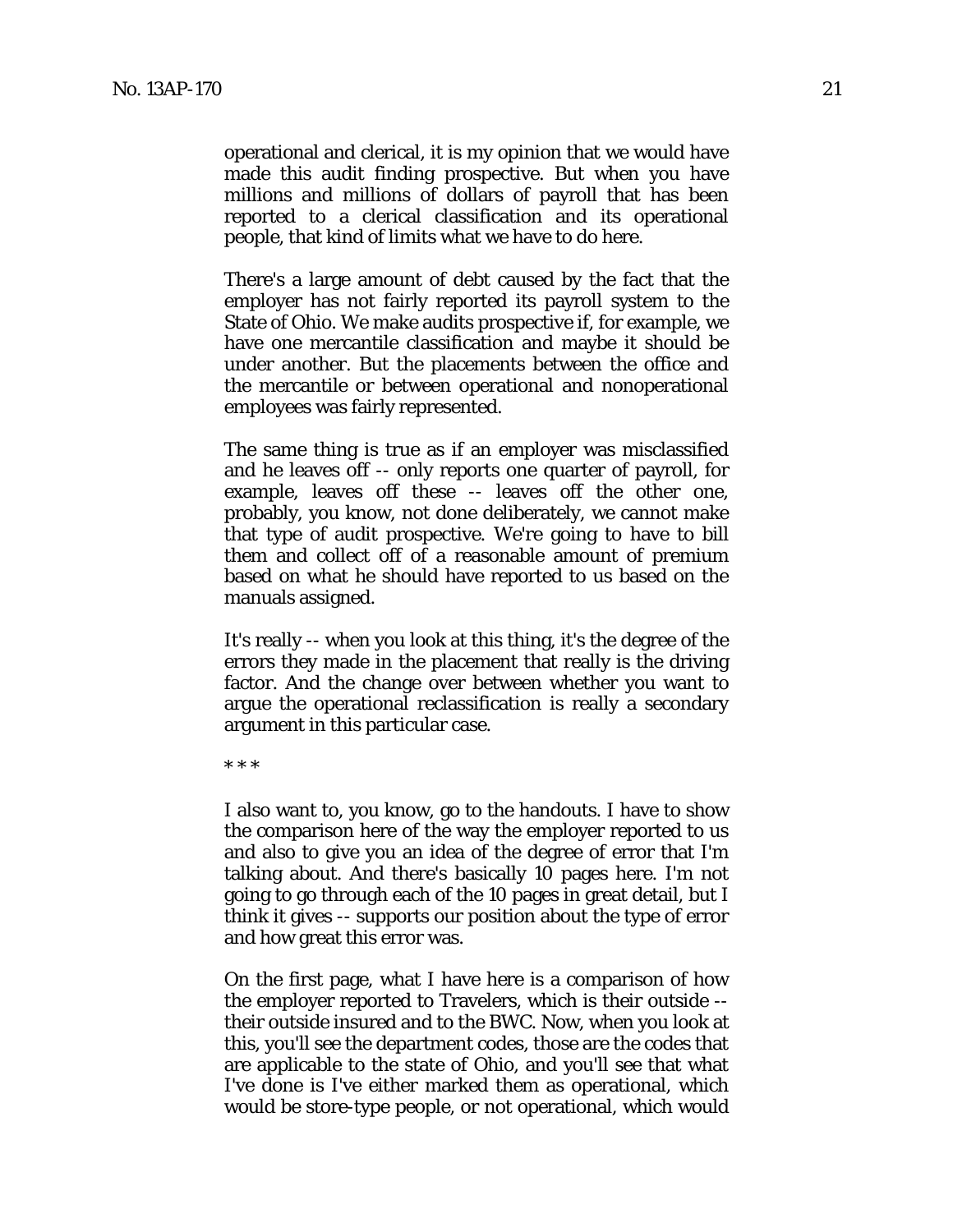operational and clerical, it is my opinion that we would have made this audit finding prospective. But when you have millions and millions of dollars of payroll that has been reported to a clerical classification and its operational people, that kind of limits what we have to do here.

There's a large amount of debt caused by the fact that the employer has not fairly reported its payroll system to the State of Ohio. We make audits prospective if, for example, we have one mercantile classification and maybe it should be under another. But the placements between the office and the mercantile or between operational and nonoperational employees was fairly represented.

The same thing is true as if an employer was misclassified and he leaves off -- only reports one quarter of payroll, for example, leaves off these -- leaves off the other one, probably, you know, not done deliberately, we cannot make that type of audit prospective. We're going to have to bill them and collect off of a reasonable amount of premium based on what he should have reported to us based on the manuals assigned.

It's really -- when you look at this thing, it's the degree of the errors they made in the placement that really is the driving factor. And the change over between whether you want to argue the operational reclassification is really a secondary argument in this particular case.

* * *

I also want to, you know, go to the handouts. I have to show the comparison here of the way the employer reported to us and also to give you an idea of the degree of error that I'm talking about. And there's basically 10 pages here. I'm not going to go through each of the 10 pages in great detail, but I think it gives -- supports our position about the type of error and how great this error was.

On the first page, what I have here is a comparison of how the employer reported to Travelers, which is their outside -- their outside insured and to the BWC. Now, when you look at this, you'll see the department codes, those are the codes that are applicable to the state of Ohio, and you'll see that what I've done is I've either marked them as operational, which would be store-type people, or not operational, which would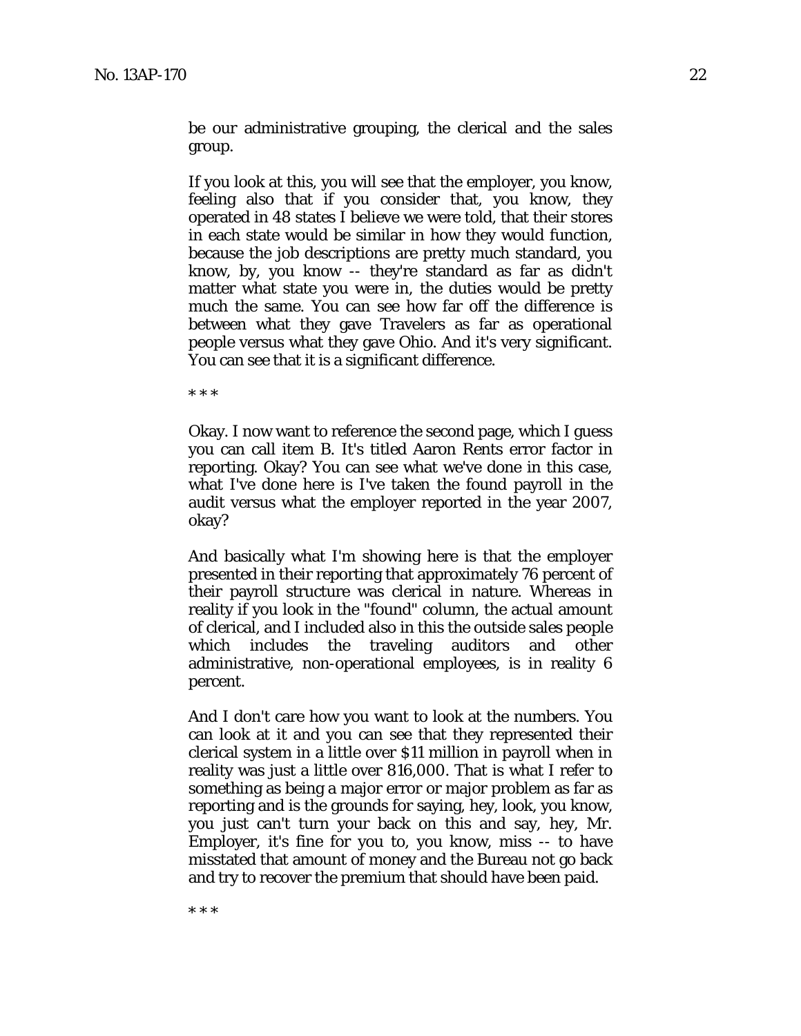be our administrative grouping, the clerical and the sales group.

If you look at this, you will see that the employer, you know, feeling also that if you consider that, you know, they operated in 48 states I believe we were told, that their stores in each state would be similar in how they would function, because the job descriptions are pretty much standard, you know, by, you know -- they're standard as far as didn't matter what state you were in, the duties would be pretty much the same. You can see how far off the difference is between what they gave Travelers as far as operational people versus what they gave Ohio. And it's very significant. You can see that it is a significant difference.

* * *

Okay. I now want to reference the second page, which I guess you can call item B. It's titled Aaron Rents error factor in reporting. Okay? You can see what we've done in this case, what I've done here is I've taken the found payroll in the audit versus what the employer reported in the year 2007, okay?

And basically what I'm showing here is that the employer presented in their reporting that approximately 76 percent of their payroll structure was clerical in nature. Whereas in reality if you look in the "found" column, the actual amount of clerical, and I included also in this the outside sales people which includes the traveling auditors and other administrative, non-operational employees, is in reality 6 percent.

And I don't care how you want to look at the numbers. You can look at it and you can see that they represented their clerical system in a little over $11 million in payroll when in reality was just a little over 816,000. That is what I refer to something as being a major error or major problem as far as reporting and is the grounds for saying, hey, look, you know, you just can't turn your back on this and say, hey, Mr. Employer, it's fine for you to, you know, miss -- to have misstated that amount of money and the Bureau not go back and try to recover the premium that should have been paid.

* * *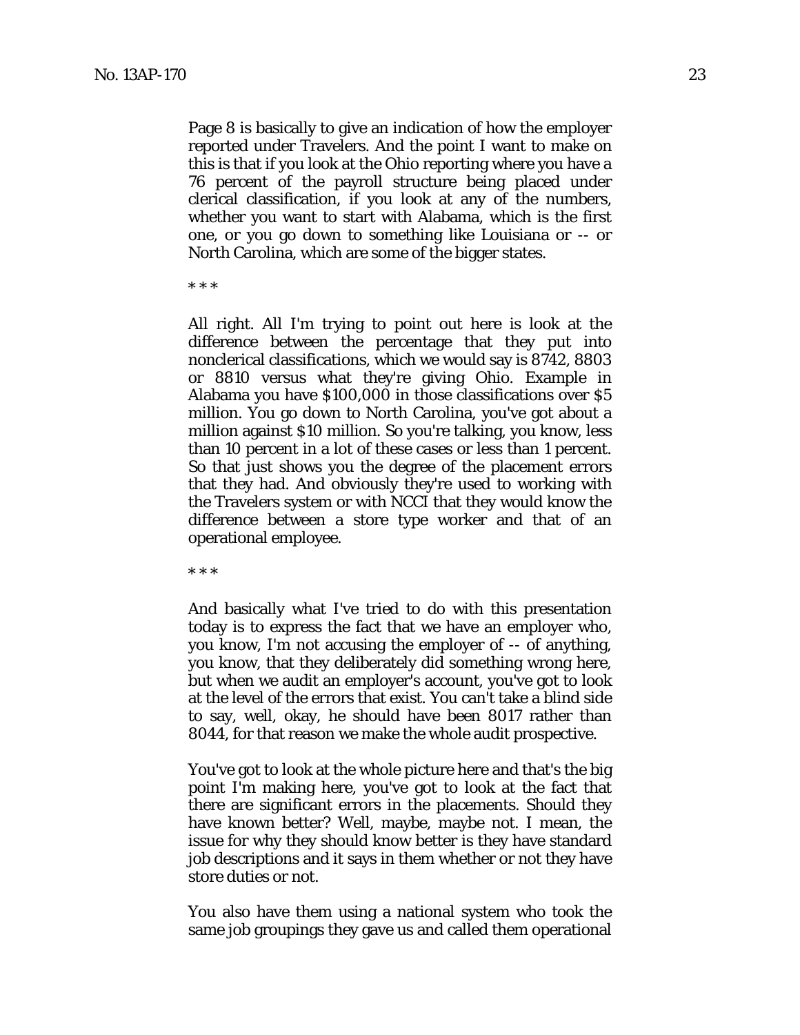Page 8 is basically to give an indication of how the employer reported under Travelers. And the point I want to make on this is that if you look at the Ohio reporting where you have a 76 percent of the payroll structure being placed under clerical classification, if you look at any of the numbers, whether you want to start with Alabama, which is the first one, or you go down to something like Louisiana or -- or North Carolina, which are some of the bigger states.

* * *

All right. All I'm trying to point out here is look at the difference between the percentage that they put into nonclerical classifications, which we would say is 8742, 8803 or 8810 versus what they're giving Ohio. Example in Alabama you have $100,000 in those classifications over $5 million. You go down to North Carolina, you've got about a million against $10 million. So you're talking, you know, less than 10 percent in a lot of these cases or less than 1 percent. So that just shows you the degree of the placement errors that they had. And obviously they're used to working with the Travelers system or with NCCI that they would know the difference between a store type worker and that of an operational employee.

* * *

And basically what I've tried to do with this presentation today is to express the fact that we have an employer who, you know, I'm not accusing the employer of -- of anything, you know, that they deliberately did something wrong here, but when we audit an employer's account, you've got to look at the level of the errors that exist. You can't take a blind side to say, well, okay, he should have been 8017 rather than 8044, for that reason we make the whole audit prospective.

You've got to look at the whole picture here and that's the big point I'm making here, you've got to look at the fact that there are significant errors in the placements. Should they have known better? Well, maybe, maybe not. I mean, the issue for why they should know better is they have standard job descriptions and it says in them whether or not they have store duties or not.

You also have them using a national system who took the same job groupings they gave us and called them operational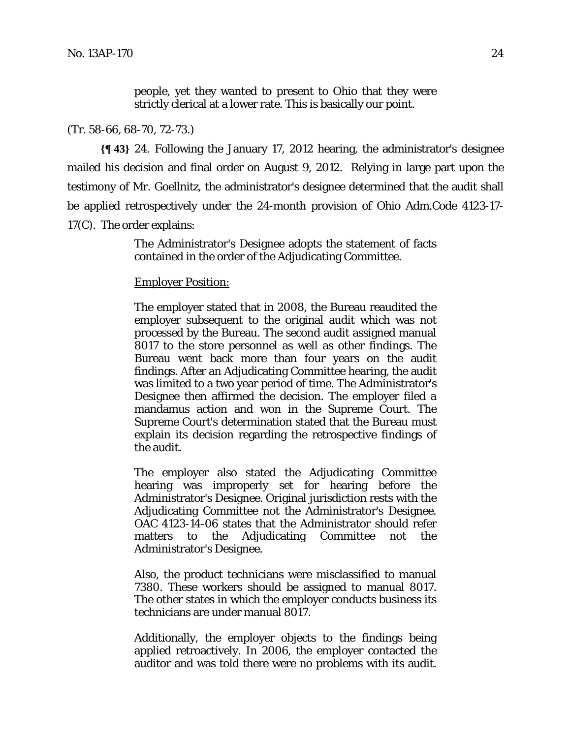> people, yet they wanted to present to Ohio that they were strictly clerical at a lower rate. This is basically our point.

(Tr. 58-66, 68-70, 72-73.)

**{¶ 43}** 24. Following the January 17, 2012 hearing, the administrator's designee mailed his decision and final order on August 9, 2012. Relying in large part upon the testimony of Mr. Goellnitz, the administrator's designee determined that the audit shall be applied retrospectively under the 24-month provision of Ohio Adm.Code 4123-17-17(C). The order explains:

> The Administrator's Designee adopts the statement of facts contained in the order of the Adjudicating Committee.
>
> <u>Employer Position:</u>
>
> The employer stated that in 2008, the Bureau readuited the employer subsequent to the original audit which was not processed by the Bureau. The second audit assigned manual 8017 to the store personnel as well as other findings. The Bureau went back more than four years on the audit findings. After an Adjudicating Committee hearing, the audit was limited to a two year period of time. The Administrator's Designee then affirmed the decision. The employer filed a mandamus action and won in the Supreme Court. The Supreme Court's determination stated that the Bureau must explain its decision regarding the retrospective findings of the audit.
>
> The employer also stated the Adjudicating Committee hearing was improperly set for hearing before the Administrator's Designee. Original jurisdiction rests with the Adjudicating Committee not the Administrator's Designee. OAC 4123-14-06 states that the Administrator should refer matters to the Adjudicating Committee not the Administrator's Designee.
>
> Also, the product technicians were misclassified to manual 7380. These workers should be assigned to manual 8017. The other states in which the employer conducts business its technicians are under manual 8017.
>
> Additionally, the employer objects to the findings being applied retroactively. In 2006, the employer contacted the auditor and was told there were no problems with its audit.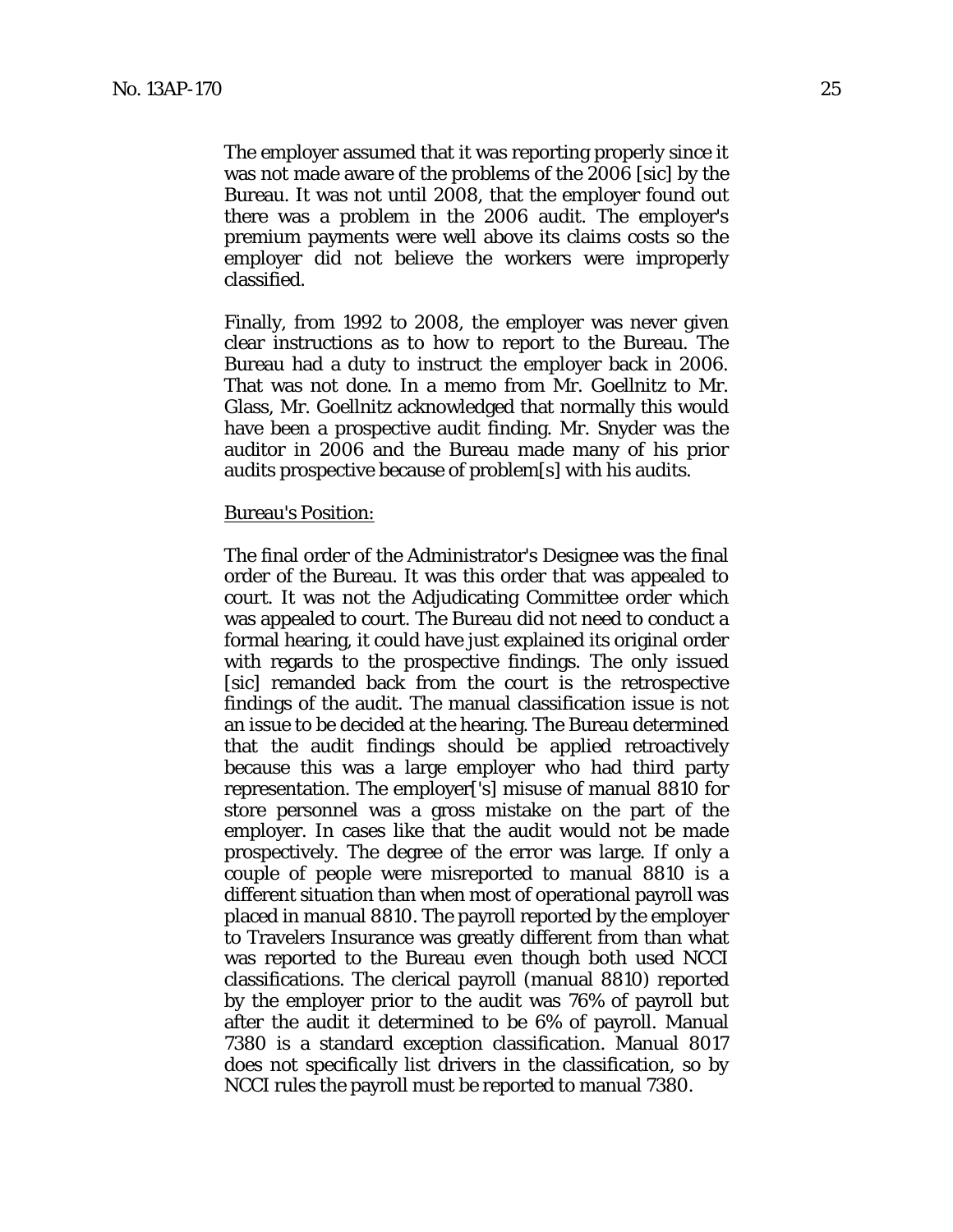The employer assumed that it was reporting properly since it was not made aware of the problems of the 2006 [sic] by the Bureau. It was not until 2008, that the employer found out there was a problem in the 2006 audit. The employer's premium payments were well above its claims costs so the employer did not believe the workers were improperly classified.

Finally, from 1992 to 2008, the employer was never given clear instructions as to how to report to the Bureau. The Bureau had a duty to instruct the employer back in 2006. That was not done. In a memo from Mr. Goellnitz to Mr. Glass, Mr. Goellnitz acknowledged that normally this would have been a prospective audit finding. Mr. Snyder was the auditor in 2006 and the Bureau made many of his prior audits prospective because of problem[s] with his audits.

<u>Bureau's Position:</u>

The final order of the Administrator's Designee was the final order of the Bureau. It was this order that was appealed to court. It was not the Adjudicating Committee order which was appealed to court. The Bureau did not need to conduct a formal hearing, it could have just explained its original order with regards to the prospective findings. The only issued [sic] remanded back from the court is the retrospective findings of the audit. The manual classification issue is not an issue to be decided at the hearing. The Bureau determined that the audit findings should be applied retroactively because this was a large employer who had third party representation. The employer['s] misuse of manual 8810 for store personnel was a gross mistake on the part of the employer. In cases like that the audit would not be made prospectively. The degree of the error was large. If only a couple of people were misreported to manual 8810 is a different situation than when most of operational payroll was placed in manual 8810. The payroll reported by the employer to Travelers Insurance was greatly different from than what was reported to the Bureau even though both used NCCI classifications. The clerical payroll (manual 8810) reported by the employer prior to the audit was 76% of payroll but after the audit it determined to be 6% of payroll. Manual 7380 is a standard exception classification. Manual 8017 does not specifically list drivers in the classification, so by NCCI rules the payroll must be reported to manual 7380.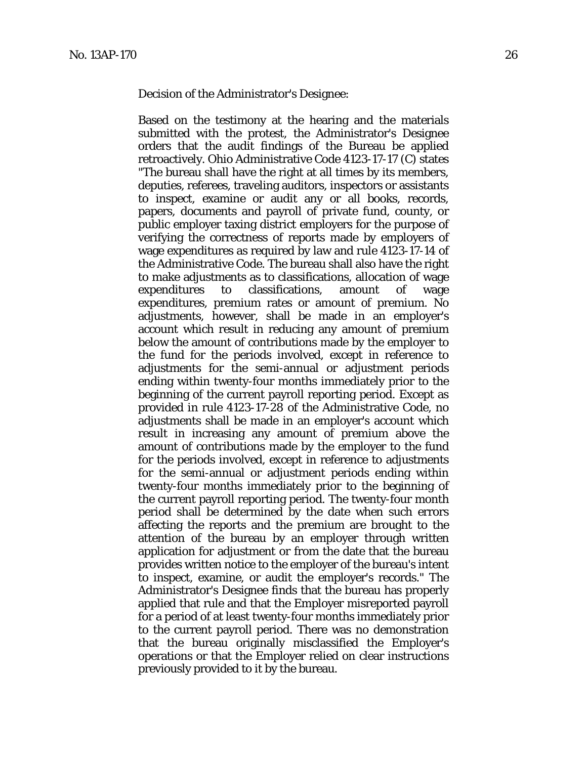Decision of the Administrator's Designee:

Based on the testimony at the hearing and the materials submitted with the protest, the Administrator's Designee orders that the audit findings of the Bureau be applied retroactively. Ohio Administrative Code 4123-17-17 (C) states "The bureau shall have the right at all times by its members, deputies, referees, traveling auditors, inspectors or assistants to inspect, examine or audit any or all books, records, papers, documents and payroll of private fund, county, or public employer taxing district employers for the purpose of verifying the correctness of reports made by employers of wage expenditures as required by law and rule 4123-17-14 of the Administrative Code. The bureau shall also have the right to make adjustments as to classifications, allocation of wage expenditures to classifications, amount of wage expenditures, premium rates or amount of premium. No adjustments, however, shall be made in an employer's account which result in reducing any amount of premium below the amount of contributions made by the employer to the fund for the periods involved, except in reference to adjustments for the semi-annual or adjustment periods ending within twenty-four months immediately prior to the beginning of the current payroll reporting period. Except as provided in rule 4123-17-28 of the Administrative Code, no adjustments shall be made in an employer's account which result in increasing any amount of premium above the amount of contributions made by the employer to the fund for the periods involved, except in reference to adjustments for the semi-annual or adjustment periods ending within twenty-four months immediately prior to the beginning of the current payroll reporting period. The twenty-four month period shall be determined by the date when such errors affecting the reports and the premium are brought to the attention of the bureau by an employer through written application for adjustment or from the date that the bureau provides written notice to the employer of the bureau's intent to inspect, examine, or audit the employer's records." The Administrator's Designee finds that the bureau has properly applied that rule and that the Employer misreported payroll for a period of at least twenty-four months immediately prior to the current payroll period. There was no demonstration that the bureau originally misclassified the Employer's operations or that the Employer relied on clear instructions previously provided to it by the bureau.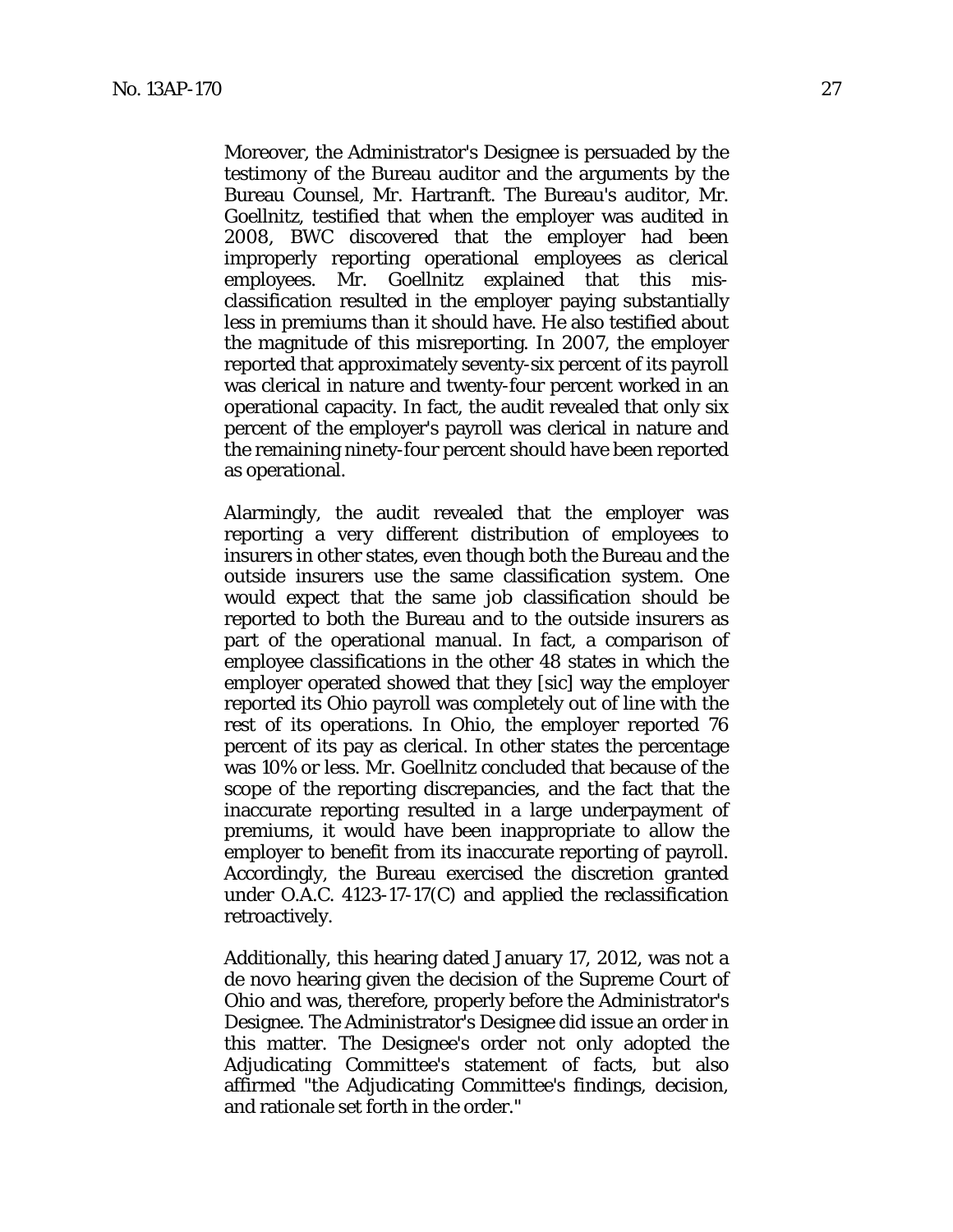Moreover, the Administrator's Designee is persuaded by the testimony of the Bureau auditor and the arguments by the Bureau Counsel, Mr. Hartranft. The Bureau's auditor, Mr. Goellnitz, testified that when the employer was audited in 2008, BWC discovered that the employer had been improperly reporting operational employees as clerical employees. Mr. Goellnitz explained that this mis-classification resulted in the employer paying substantially less in premiums than it should have. He also testified about the magnitude of this misreporting. In 2007, the employer reported that approximately seventy-six percent of its payroll was clerical in nature and twenty-four percent worked in an operational capacity. In fact, the audit revealed that only six percent of the employer's payroll was clerical in nature and the remaining ninety-four percent should have been reported as operational.

Alarmingly, the audit revealed that the employer was reporting a very different distribution of employees to insurers in other states, even though both the Bureau and the outside insurers use the same classification system. One would expect that the same job classification should be reported to both the Bureau and to the outside insurers as part of the operational manual. In fact, a comparison of employee classifications in the other 48 states in which the employer operated showed that they [sic] way the employer reported its Ohio payroll was completely out of line with the rest of its operations. In Ohio, the employer reported 76 percent of its pay as clerical. In other states the percentage was 10% or less. Mr. Goellnitz concluded that because of the scope of the reporting discrepancies, and the fact that the inaccurate reporting resulted in a large underpayment of premiums, it would have been inappropriate to allow the employer to benefit from its inaccurate reporting of payroll. Accordingly, the Bureau exercised the discretion granted under O.A.C. 4123-17-17(C) and applied the reclassification retroactively.

Additionally, this hearing dated January 17, 2012, was not a de novo hearing given the decision of the Supreme Court of Ohio and was, therefore, properly before the Administrator's Designee. The Administrator's Designee did issue an order in this matter. The Designee's order not only adopted the Adjudicating Committee's statement of facts, but also affirmed "the Adjudicating Committee's findings, decision, and rationale set forth in the order."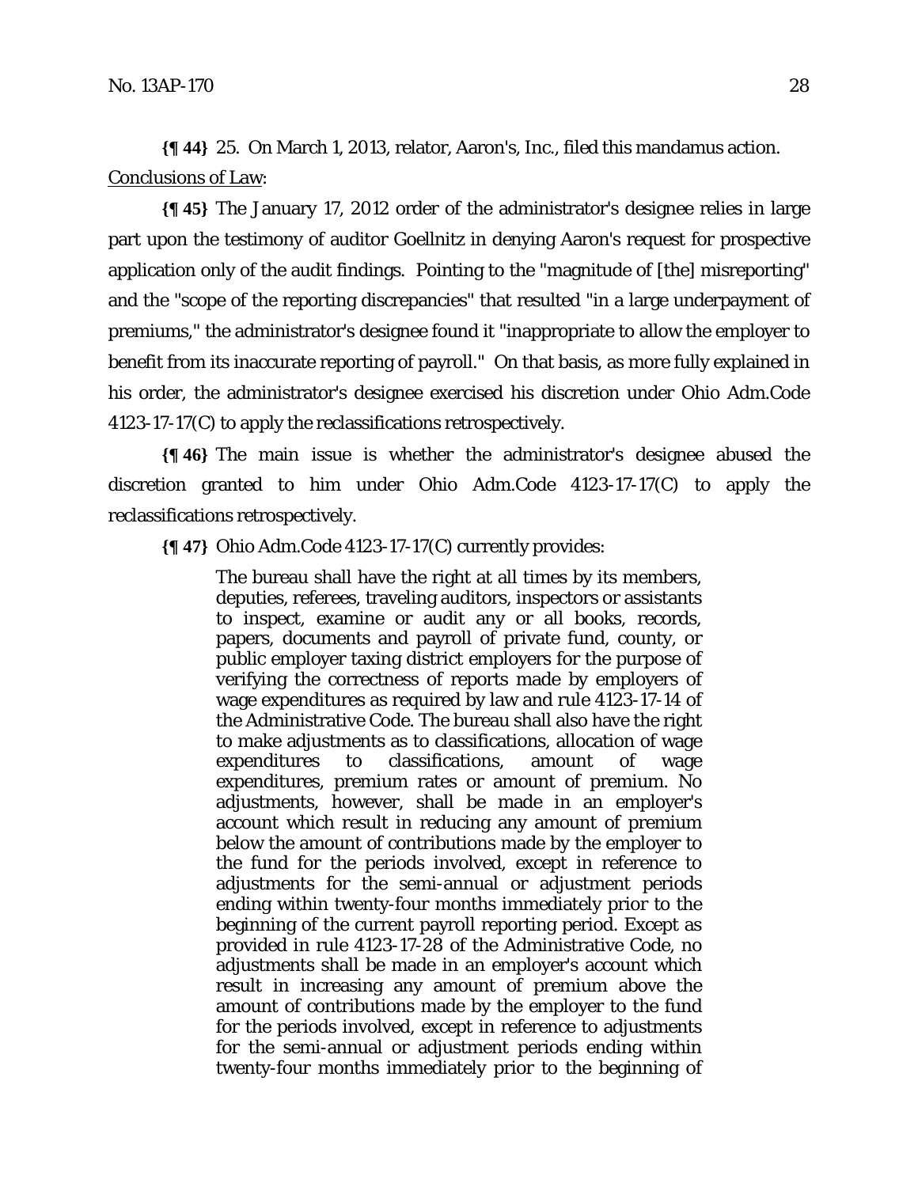**{¶ 44}** 25. On March 1, 2013, relator, Aaron's, Inc., filed this mandamus action.

Conclusions of Law:

**{¶ 45}** The January 17, 2012 order of the administrator's designee relies in large part upon the testimony of auditor Goellnitz in denying Aaron's request for prospective application only of the audit findings. Pointing to the "magnitude of [the] misreporting" and the "scope of the reporting discrepancies" that resulted "in a large underpayment of premiums," the administrator's designee found it "inappropriate to allow the employer to benefit from its inaccurate reporting of payroll." On that basis, as more fully explained in his order, the administrator's designee exercised his discretion under Ohio Adm.Code 4123-17-17(C) to apply the reclassifications retrospectively.

**{¶ 46}** The main issue is whether the administrator's designee abused the discretion granted to him under Ohio Adm.Code 4123-17-17(C) to apply the reclassifications retrospectively.

**{¶ 47}** Ohio Adm.Code 4123-17-17(C) currently provides:

> The bureau shall have the right at all times by its members, deputies, referees, traveling auditors, inspectors or assistants to inspect, examine or audit any or all books, records, papers, documents and payroll of private fund, county, or public employer taxing district employers for the purpose of verifying the correctness of reports made by employers of wage expenditures as required by law and rule 4123-17-14 of the Administrative Code. The bureau shall also have the right to make adjustments as to classifications, allocation of wage expenditures to classifications, amount of wage expenditures, premium rates or amount of premium. No adjustments, however, shall be made in an employer's account which result in reducing any amount of premium below the amount of contributions made by the employer to the fund for the periods involved, except in reference to adjustments for the semi-annual or adjustment periods ending within twenty-four months immediately prior to the beginning of the current payroll reporting period. Except as provided in rule 4123-17-28 of the Administrative Code, no adjustments shall be made in an employer's account which result in increasing any amount of premium above the amount of contributions made by the employer to the fund for the periods involved, except in reference to adjustments for the semi-annual or adjustment periods ending within twenty-four months immediately prior to the beginning of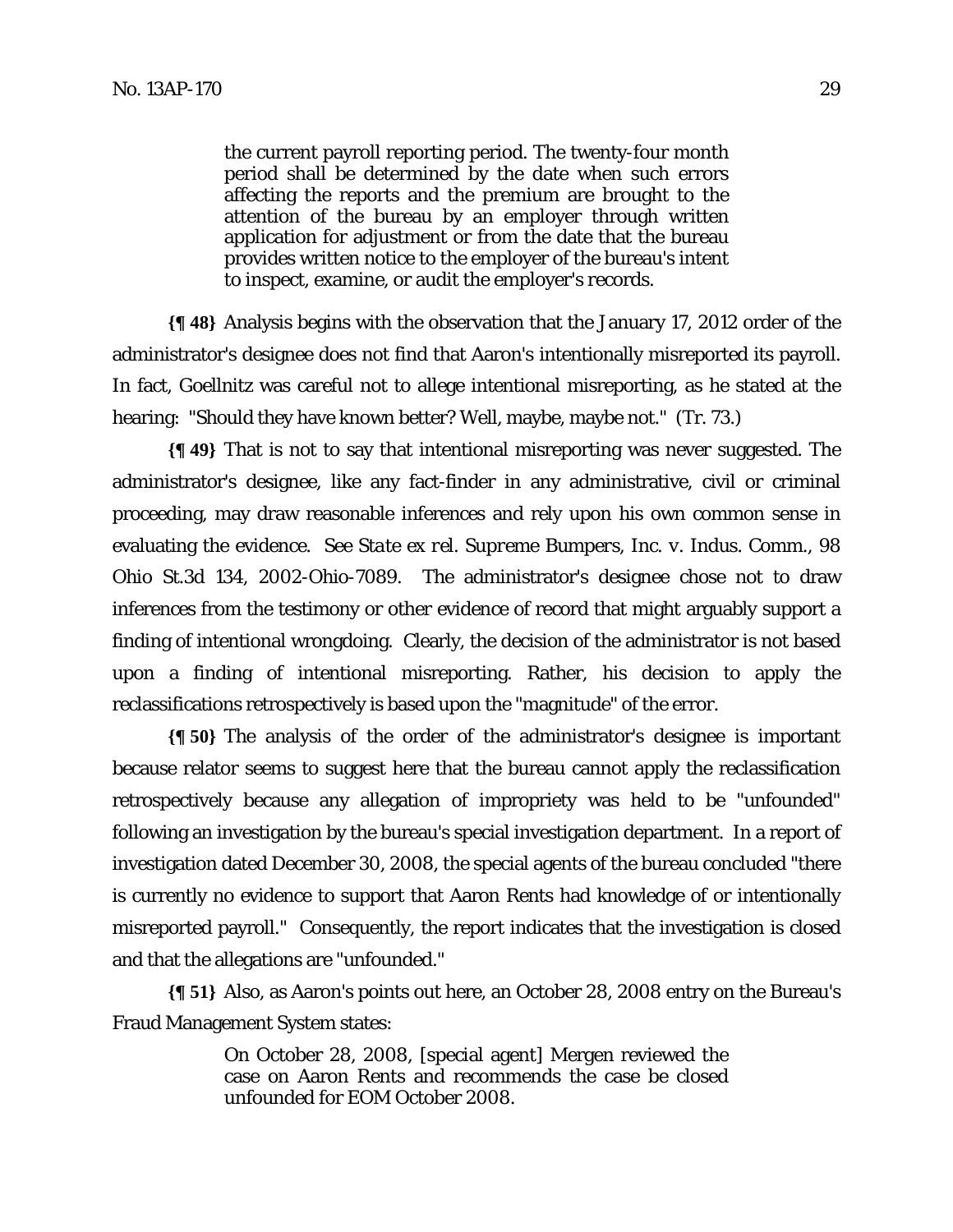> the current payroll reporting period. The twenty-four month period shall be determined by the date when such errors affecting the reports and the premium are brought to the attention of the bureau by an employer through written application for adjustment or from the date that the bureau provides written notice to the employer of the bureau's intent to inspect, examine, or audit the employer's records.

**{¶ 48}** Analysis begins with the observation that the January 17, 2012 order of the administrator's designee does not find that Aaron's intentionally misreported its payroll. In fact, Goellnitz was careful not to allege intentional misreporting, as he stated at the hearing: "Should they have known better? Well, maybe, maybe not." (Tr. 73.)

**{¶ 49}** That is not to say that intentional misreporting was never suggested. The administrator's designee, like any fact-finder in any administrative, civil or criminal proceeding, may draw reasonable inferences and rely upon his own common sense in evaluating the evidence. See *State ex rel. Supreme Bumpers, Inc. v. Indus. Comm.*, 98 Ohio St.3d 134, 2002-Ohio-7089. The administrator's designee chose not to draw inferences from the testimony or other evidence of record that might arguably support a finding of intentional wrongdoing. Clearly, the decision of the administrator is not based upon a finding of intentional misreporting. Rather, his decision to apply the reclassifications retrospectively is based upon the "magnitude" of the error.

**{¶ 50}** The analysis of the order of the administrator's designee is important because relator seems to suggest here that the bureau cannot apply the reclassification retrospectively because any allegation of impropriety was held to be "unfounded" following an investigation by the bureau's special investigation department. In a report of investigation dated December 30, 2008, the special agents of the bureau concluded "there is currently no evidence to support that Aaron Rents had knowledge of or intentionally misreported payroll." Consequently, the report indicates that the investigation is closed and that the allegations are "unfounded."

**{¶ 51}** Also, as Aaron's points out here, an October 28, 2008 entry on the Bureau's Fraud Management System states:

> On October 28, 2008, [special agent] Mergen reviewed the case on Aaron Rents and recommends the case be closed unfounded for EOM October 2008.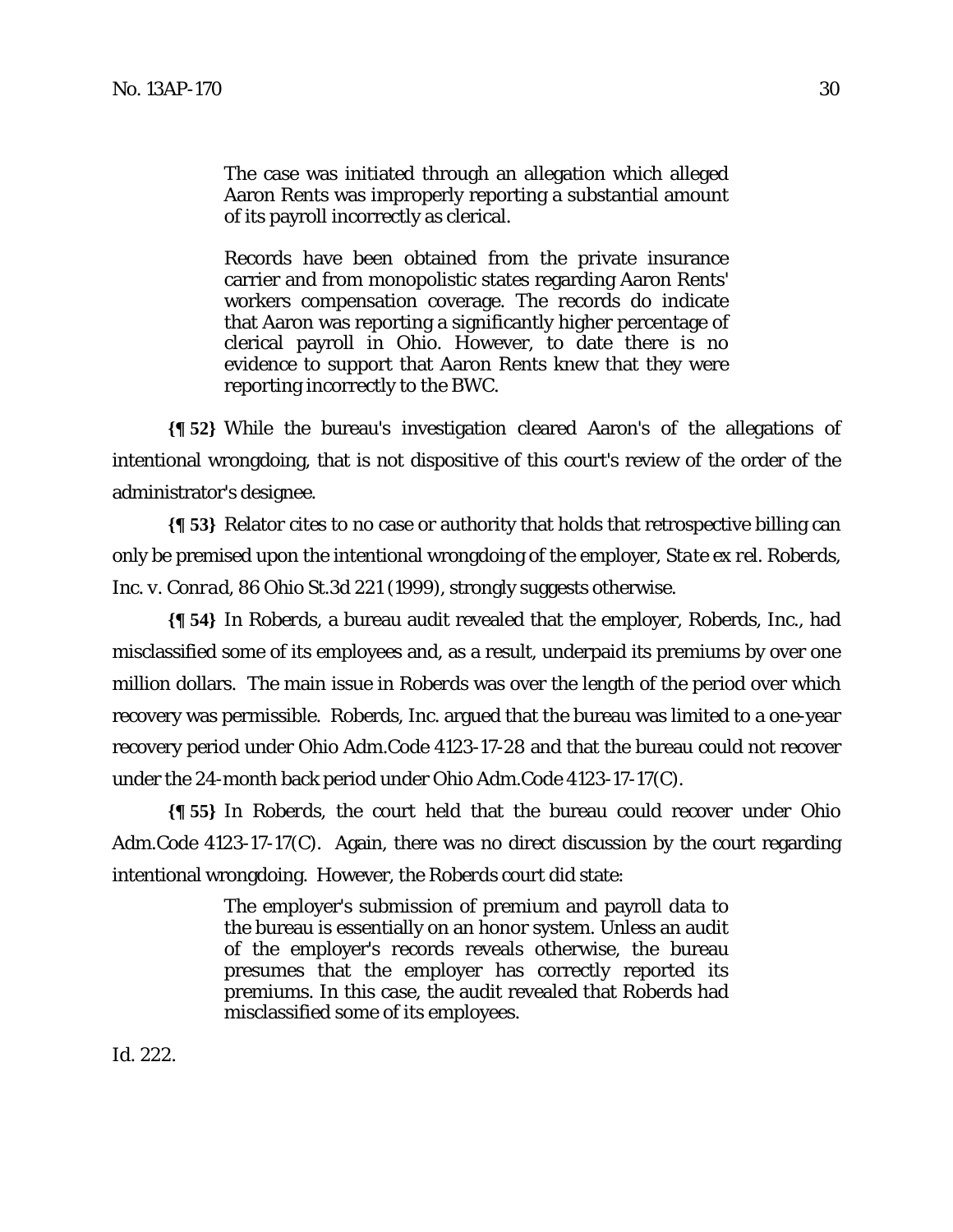> The case was initiated through an allegation which alleged Aaron Rents was improperly reporting a substantial amount of its payroll incorrectly as clerical.
>
> Records have been obtained from the private insurance carrier and from monopolistic states regarding Aaron Rents' workers compensation coverage. The records do indicate that Aaron was reporting a significantly higher percentage of clerical payroll in Ohio. However, to date there is no evidence to support that Aaron Rents knew that they were reporting incorrectly to the BWC.

**{¶ 52}** While the bureau's investigation cleared Aaron's of the allegations of intentional wrongdoing, that is not dispositive of this court's review of the order of the administrator's designee.

**{¶ 53}** Relator cites to no case or authority that holds that retrospective billing can only be premised upon the intentional wrongdoing of the employer, *State ex rel. Roberds, Inc. v. Conrad*, 86 Ohio St.3d 221 (1999), strongly suggests otherwise.

**{¶ 54}** In *Roberds*, a bureau audit revealed that the employer, Roberds, Inc., had misclassified some of its employees and, as a result, underpaid its premiums by over one million dollars. The main issue in *Roberds* was over the length of the period over which recovery was permissible. Roberds, Inc. argued that the bureau was limited to a one-year recovery period under Ohio Adm.Code 4123-17-28 and that the bureau could not recover under the 24-month back period under Ohio Adm.Code 4123-17-17(C).

**{¶ 55}** In *Roberds*, the court held that the bureau could recover under Ohio Adm.Code 4123-17-17(C). Again, there was no direct discussion by the court regarding intentional wrongdoing. However, the *Roberds* court did state:

> The employer's submission of premium and payroll data to the bureau is essentially on an honor system. Unless an audit of the employer's records reveals otherwise, the bureau presumes that the employer has correctly reported its premiums. In this case, the audit revealed that Roberds had misclassified some of its employees.

*Id.* 222.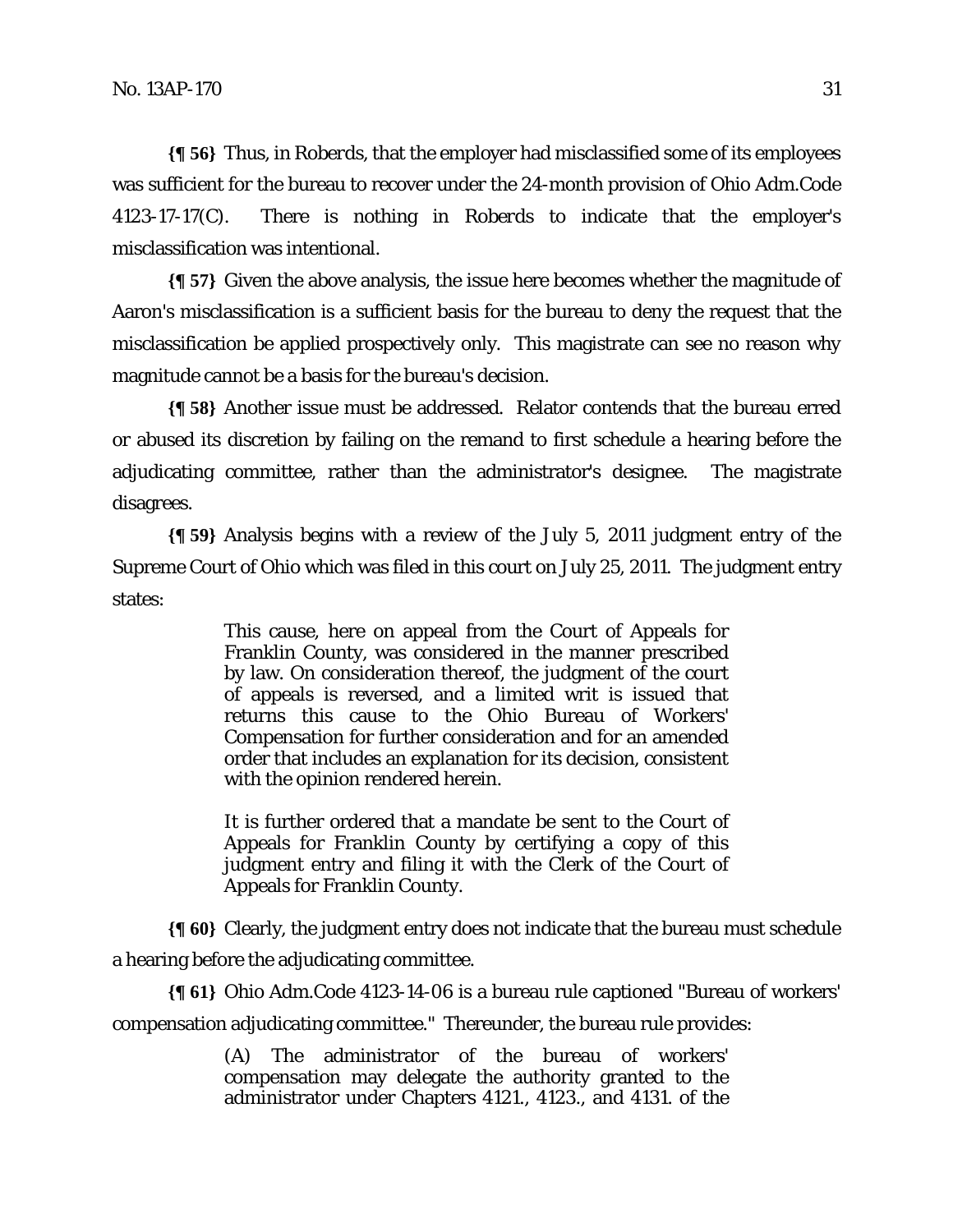**{¶ 56}** Thus, in Roberds, that the employer had misclassified some of its employees was sufficient for the bureau to recover under the 24-month provision of Ohio Adm.Code 4123-17-17(C). There is nothing in Roberds to indicate that the employer's misclassification was intentional.

**{¶ 57}** Given the above analysis, the issue here becomes whether the magnitude of Aaron's misclassification is a sufficient basis for the bureau to deny the request that the misclassification be applied prospectively only. This magistrate can see no reason why magnitude cannot be a basis for the bureau's decision.

**{¶ 58}** Another issue must be addressed. Relator contends that the bureau erred or abused its discretion by failing on the remand to first schedule a hearing before the adjudicating committee, rather than the administrator's designee. The magistrate disagrees.

**{¶ 59}** Analysis begins with a review of the July 5, 2011 judgment entry of the Supreme Court of Ohio which was filed in this court on July 25, 2011. The judgment entry states:

> This cause, here on appeal from the Court of Appeals for Franklin County, was considered in the manner prescribed by law. On consideration thereof, the judgment of the court of appeals is reversed, and a limited writ is issued that returns this cause to the Ohio Bureau of Workers' Compensation for further consideration and for an amended order that includes an explanation for its decision, consistent with the opinion rendered herein.
>
> It is further ordered that a mandate be sent to the Court of Appeals for Franklin County by certifying a copy of this judgment entry and filing it with the Clerk of the Court of Appeals for Franklin County.

**{¶ 60}** Clearly, the judgment entry does not indicate that the bureau must schedule a hearing before the adjudicating committee.

**{¶ 61}** Ohio Adm.Code 4123-14-06 is a bureau rule captioned "Bureau of workers' compensation adjudicating committee." Thereunder, the bureau rule provides:

> (A) The administrator of the bureau of workers' compensation may delegate the authority granted to the administrator under Chapters 4121., 4123., and 4131. of the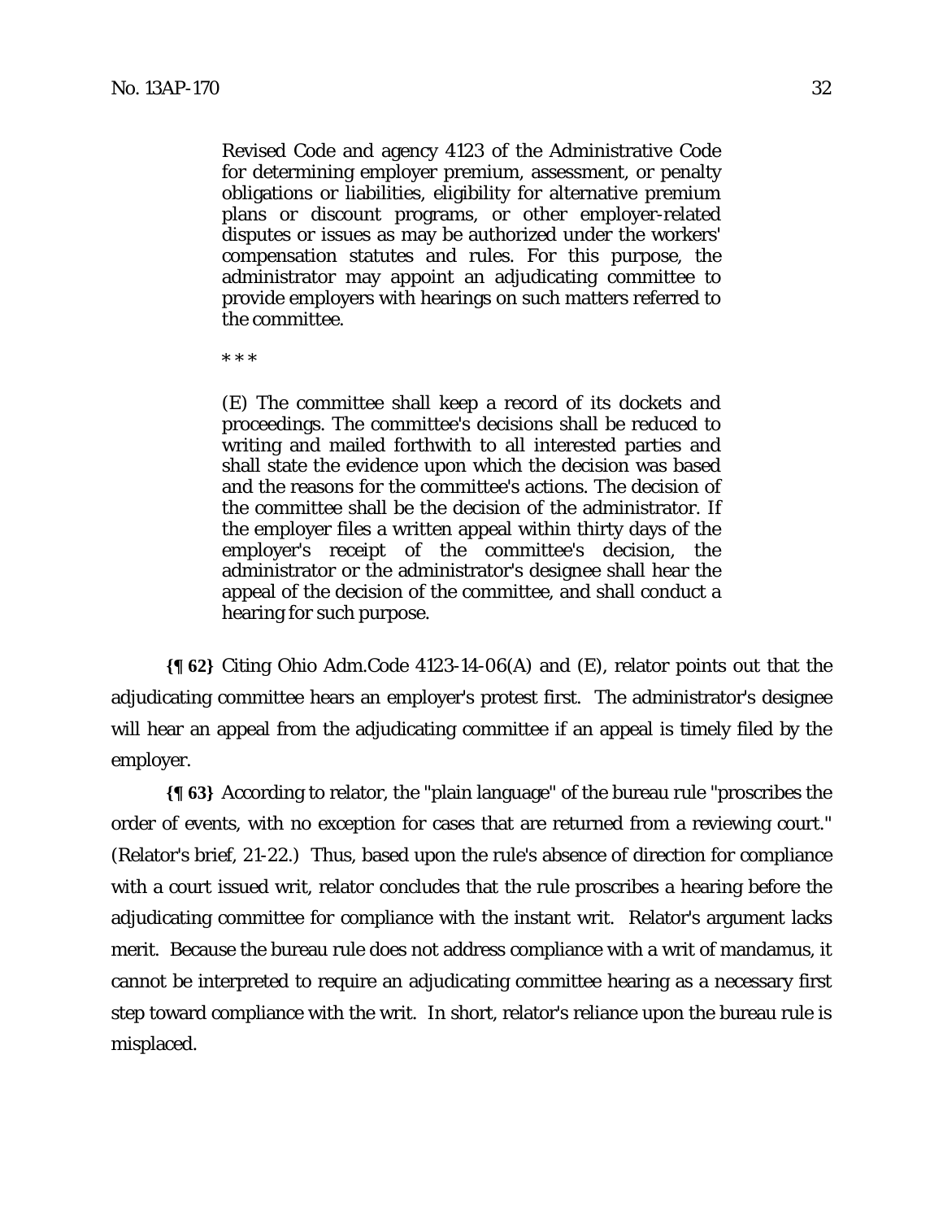> Revised Code and agency 4123 of the Administrative Code for determining employer premium, assessment, or penalty obligations or liabilities, eligibility for alternative premium plans or discount programs, or other employer-related disputes or issues as may be authorized under the workers' compensation statutes and rules. For this purpose, the administrator may appoint an adjudicating committee to provide employers with hearings on such matters referred to the committee.
>
> \* \* \*
>
> (E) The committee shall keep a record of its dockets and proceedings. The committee's decisions shall be reduced to writing and mailed forthwith to all interested parties and shall state the evidence upon which the decision was based and the reasons for the committee's actions. The decision of the committee shall be the decision of the administrator. If the employer files a written appeal within thirty days of the employer's receipt of the committee's decision, the administrator or the administrator's designee shall hear the appeal of the decision of the committee, and shall conduct a hearing for such purpose.

**{¶ 62}** Citing Ohio Adm.Code 4123-14-06(A) and (E), relator points out that the adjudicating committee hears an employer's protest first. The administrator's designee will hear an appeal from the adjudicating committee if an appeal is timely filed by the employer.

**{¶ 63}** According to relator, the "plain language" of the bureau rule "proscribes the order of events, with no exception for cases that are returned from a reviewing court." (Relator's brief, 21-22.) Thus, based upon the rule's absence of direction for compliance with a court issued writ, relator concludes that the rule proscribes a hearing before the adjudicating committee for compliance with the instant writ. Relator's argument lacks merit. Because the bureau rule does not address compliance with a writ of mandamus, it cannot be interpreted to require an adjudicating committee hearing as a necessary first step toward compliance with the writ. In short, relator's reliance upon the bureau rule is misplaced.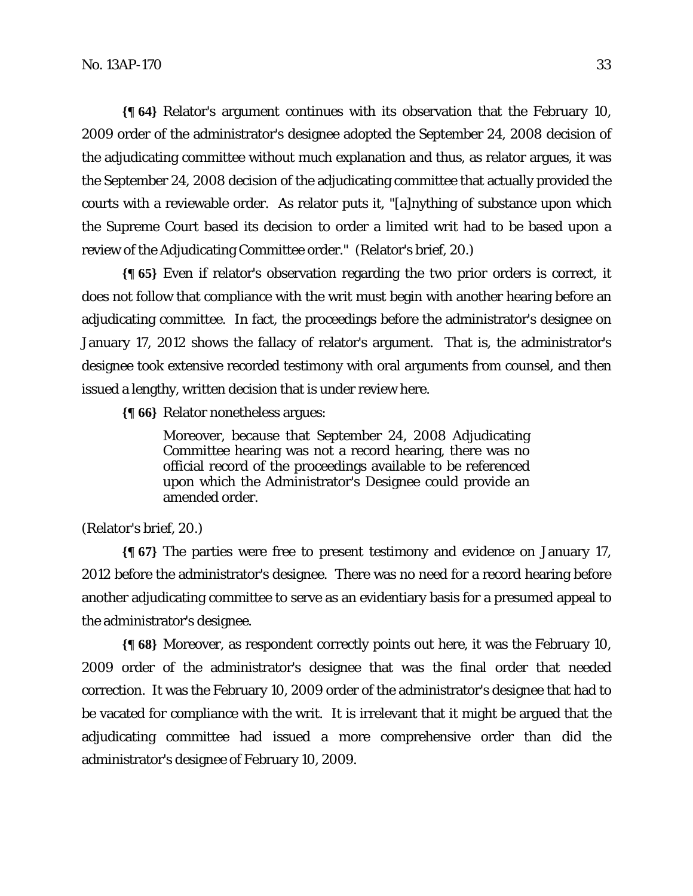**{¶ 64}** Relator's argument continues with its observation that the February 10, 2009 order of the administrator's designee adopted the September 24, 2008 decision of the adjudicating committee without much explanation and thus, as relator argues, it was the September 24, 2008 decision of the adjudicating committee that actually provided the courts with a reviewable order. As relator puts it, "[a]nything of substance upon which the Supreme Court based its decision to order a limited writ had to be based upon a review of the Adjudicating Committee order." (Relator's brief, 20.)

**{¶ 65}** Even if relator's observation regarding the two prior orders is correct, it does not follow that compliance with the writ must begin with another hearing before an adjudicating committee. In fact, the proceedings before the administrator's designee on January 17, 2012 shows the fallacy of relator's argument. That is, the administrator's designee took extensive recorded testimony with oral arguments from counsel, and then issued a lengthy, written decision that is under review here.

**{¶ 66}** Relator nonetheless argues:

> Moreover, because that September 24, 2008 Adjudicating Committee hearing was not a record hearing, there was no official record of the proceedings available to be referenced upon which the Administrator's Designee could provide an amended order.

(Relator's brief, 20.)

**{¶ 67}** The parties were free to present testimony and evidence on January 17, 2012 before the administrator's designee. There was no need for a record hearing before another adjudicating committee to serve as an evidentiary basis for a presumed appeal to the administrator's designee.

**{¶ 68}** Moreover, as respondent correctly points out here, it was the February 10, 2009 order of the administrator's designee that was the final order that needed correction. It was the February 10, 2009 order of the administrator's designee that had to be vacated for compliance with the writ. It is irrelevant that it might be argued that the adjudicating committee had issued a more comprehensive order than did the administrator's designee of February 10, 2009.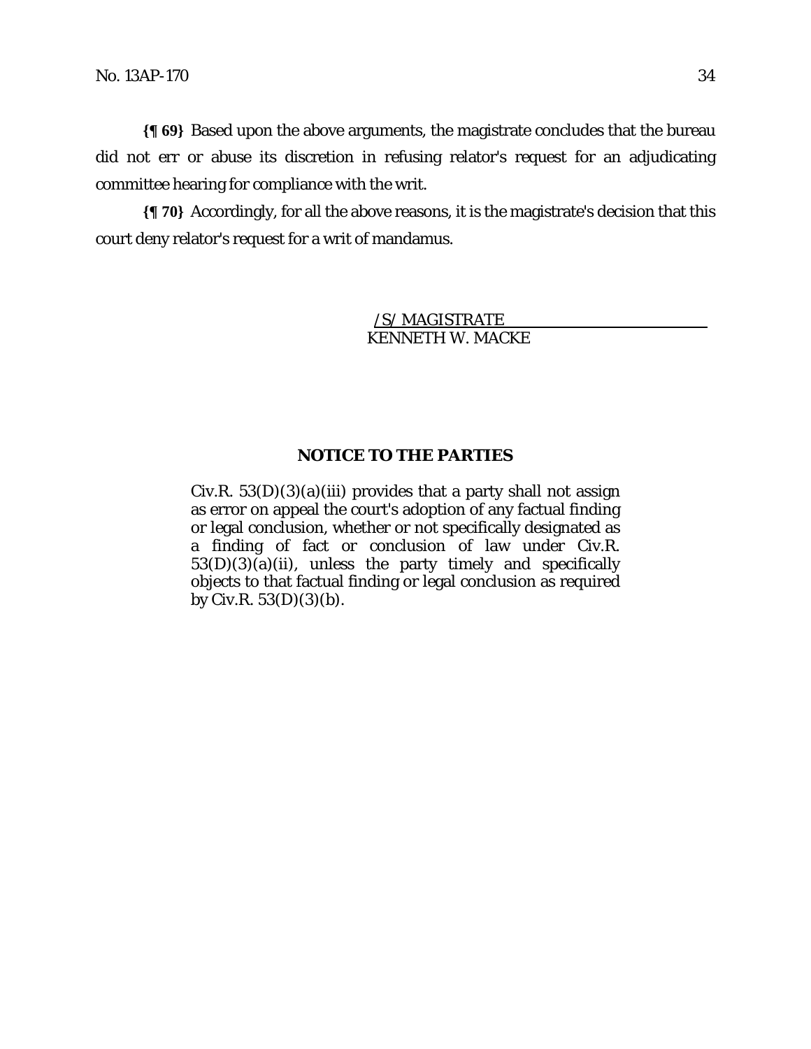**{¶ 69}** Based upon the above arguments, the magistrate concludes that the bureau did not err or abuse its discretion in refusing relator's request for an adjudicating committee hearing for compliance with the writ.

**{¶ 70}** Accordingly, for all the above reasons, it is the magistrate's decision that this court deny relator's request for a writ of mandamus.

/S/ MAGISTRATE
KENNETH W. MACKE

**NOTICE TO THE PARTIES**

Civ.R. 53(D)(3)(a)(iii) provides that a party shall not assign as error on appeal the court's adoption of any factual finding or legal conclusion, whether or not specifically designated as a finding of fact or conclusion of law under Civ.R. 53(D)(3)(a)(ii), unless the party timely and specifically objects to that factual finding or legal conclusion as required by Civ.R. 53(D)(3)(b).